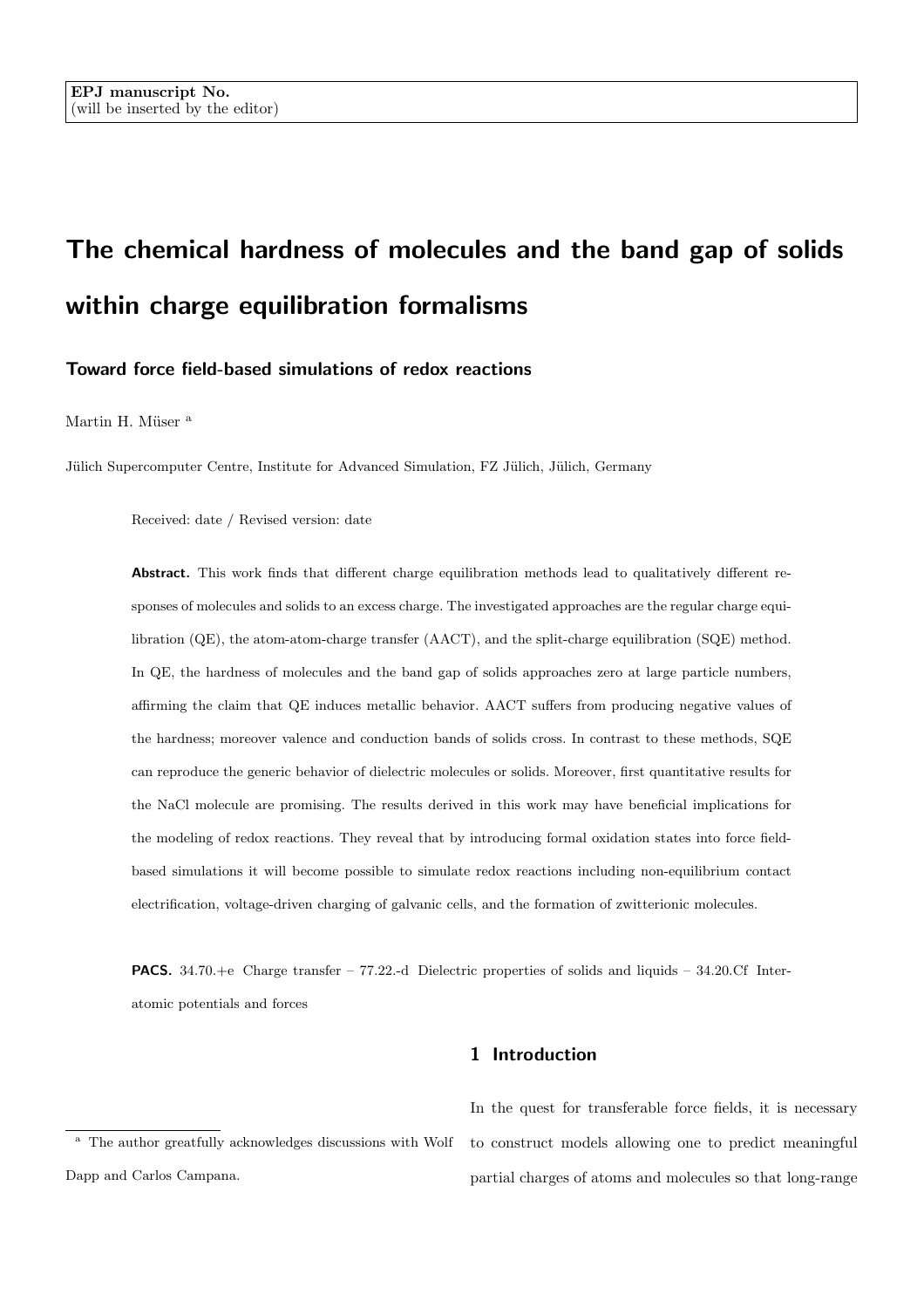EPJ manuscript No.
(will be inserted by the editor)

# The chemical hardness of molecules and the band gap of solids within charge equilibration formalisms

## Toward force field-based simulations of redox reactions

Martin H. Müser [a]

Jülich Supercomputer Centre, Institute for Advanced Simulation, FZ Jülich, Jülich, Germany

Received: date / Revised version: date

**Abstract.** This work finds that different charge equilibration methods lead to qualitatively different responses of molecules and solids to an excess charge. The investigated approaches are the regular charge equilibration (QE), the atom-atom-charge transfer (AACT), and the split-charge equilibration (SQE) method. In QE, the hardness of molecules and the band gap of solids approaches zero at large particle numbers, affirming the claim that QE induces metallic behavior. AACT suffers from producing negative values of the hardness; moreover valence and conduction bands of solids cross. In contrast to these methods, SQE can reproduce the generic behavior of dielectric molecules or solids. Moreover, first quantitative results for the NaCl molecule are promising. The results derived in this work may have beneficial implications for the modeling of redox reactions. They reveal that by introducing formal oxidation states into force field-based simulations it will become possible to simulate redox reactions including non-equilibrium contact electrification, voltage-driven charging of galvanic cells, and the formation of zwitterionic molecules.

**PACS.** 34.70.+e Charge transfer – 77.22.-d Dielectric properties of solids and liquids – 34.20.Cf Interatomic potentials and forces

## 1 Introduction

In the quest for transferable force fields, it is necessary to construct models allowing one to predict meaningful partial charges of atoms and molecules so that long-range

[a] The author greatfully acknowledges discussions with Wolf Dapp and Carlos Campana.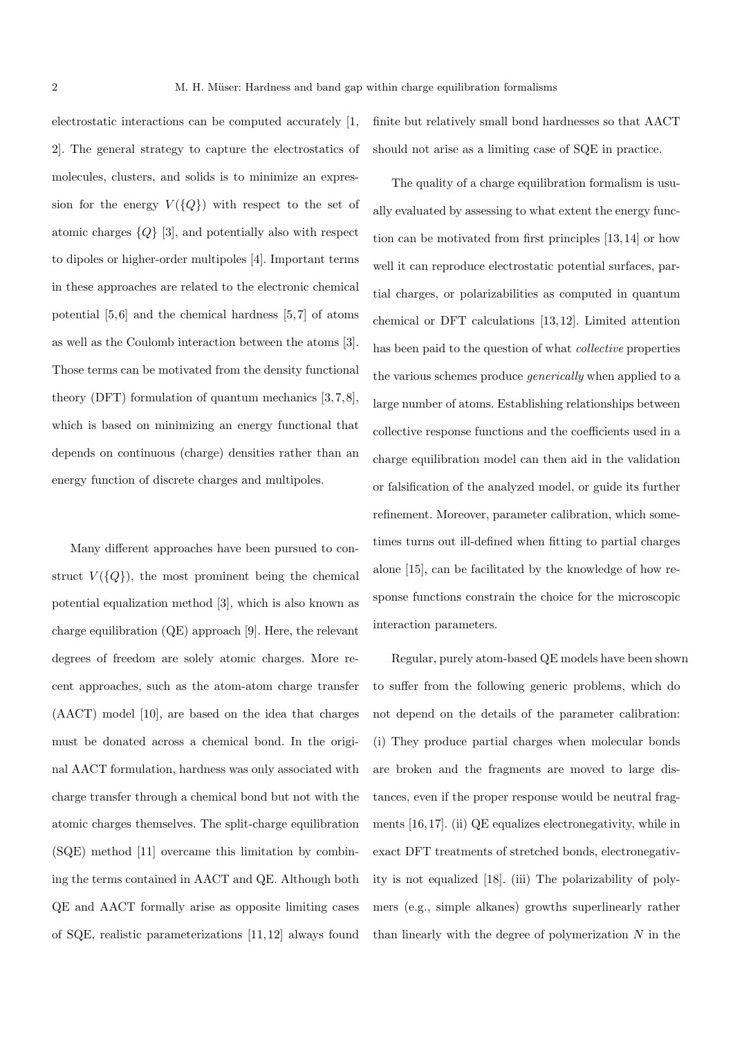electrostatic interactions can be computed accurately [1, 2]. The general strategy to capture the electrostatics of molecules, clusters, and solids is to minimize an expression for the energy $V(\{Q\})$ with respect to the set of atomic charges $\{Q\}$ [3], and potentially also with respect to dipoles or higher-order multipoles [4]. Important terms in these approaches are related to the electronic chemical potential [5,6] and the chemical hardness [5,7] of atoms as well as the Coulomb interaction between the atoms [3]. Those terms can be motivated from the density functional theory (DFT) formulation of quantum mechanics [3,7,8], which is based on minimizing an energy functional that depends on continuous (charge) densities rather than an energy function of discrete charges and multipoles.

Many different approaches have been pursued to construct $V(\{Q\})$, the most prominent being the chemical potential equalization method [3], which is also known as charge equilibration (QE) approach [9]. Here, the relevant degrees of freedom are solely atomic charges. More recent approaches, such as the atom-atom charge transfer (AACT) model [10], are based on the idea that charges must be donated across a chemical bond. In the original AACT formulation, hardness was only associated with charge transfer through a chemical bond but not with the atomic charges themselves. The split-charge equilibration (SQE) method [11] overcame this limitation by combining the terms contained in AACT and QE. Although both QE and AACT formally arise as opposite limiting cases of SQE, realistic parameterizations [11,12] always found finite but relatively small bond hardnesses so that AACT should not arise as a limiting case of SQE in practice.

The quality of a charge equilibration formalism is usually evaluated by assessing to what extent the energy function can be motivated from first principles [13,14] or how well it can reproduce electrostatic potential surfaces, partial charges, or polarizabilities as computed in quantum chemical or DFT calculations [13,12]. Limited attention has been paid to the question of what *collective* properties the various schemes produce *generically* when applied to a large number of atoms. Establishing relationships between collective response functions and the coefficients used in a charge equilibration model can then aid in the validation or falsification of the analyzed model, or guide its further refinement. Moreover, parameter calibration, which sometimes turns out ill-defined when fitting to partial charges alone [15], can be facilitated by the knowledge of how response functions constrain the choice for the microscopic interaction parameters.

Regular, purely atom-based QE models have been shown to suffer from the following generic problems, which do not depend on the details of the parameter calibration: (i) They produce partial charges when molecular bonds are broken and the fragments are moved to large distances, even if the proper response would be neutral fragments [16,17]. (ii) QE equalizes electronegativity, while in exact DFT treatments of stretched bonds, electronegativity is not equalized [18]. (iii) The polarizability of polymers (e.g., simple alkanes) growths superlinearly rather than linearly with the degree of polymerization $N$ in the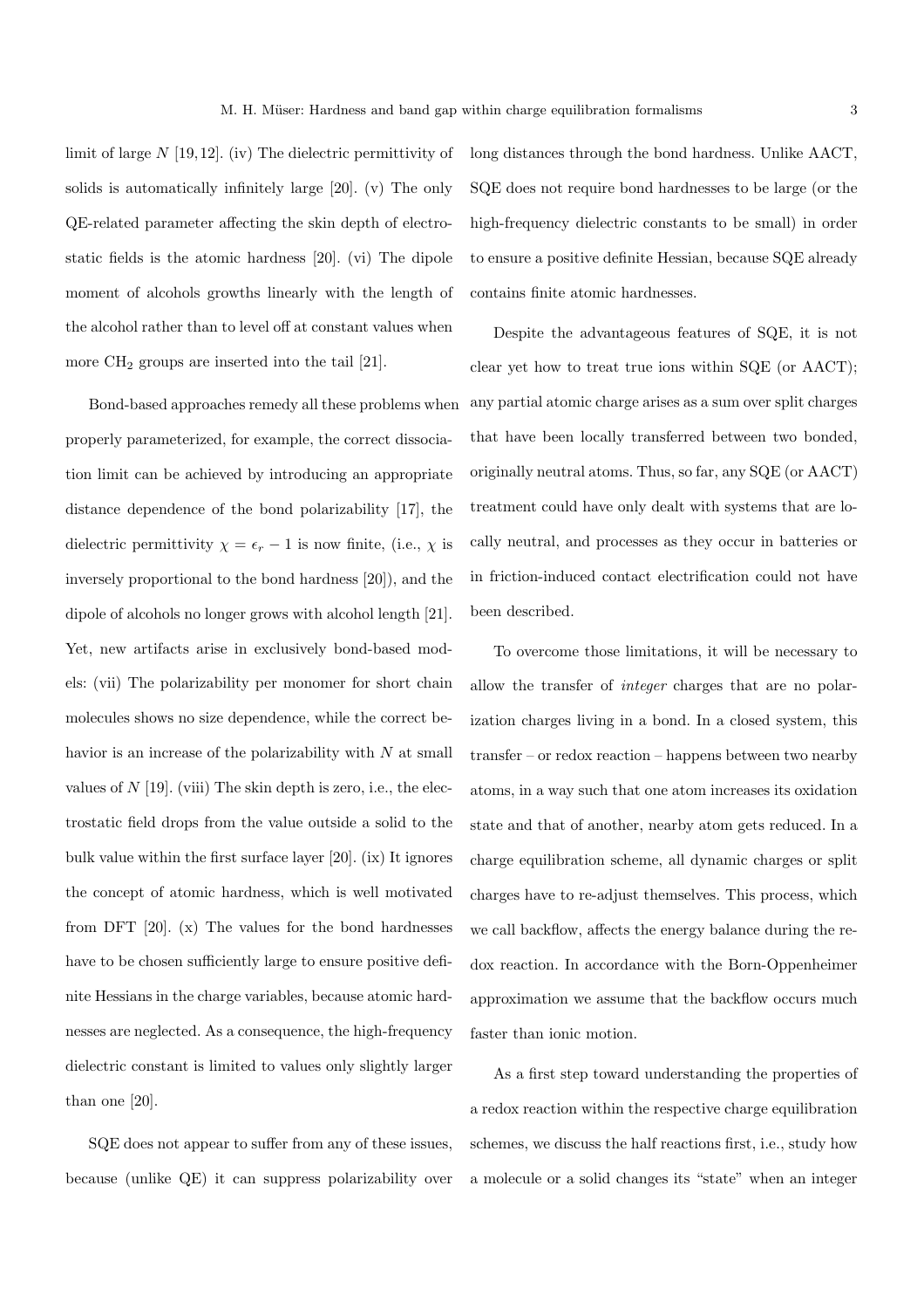limit of large $N$ [19,12]. (iv) The dielectric permittivity of solids is automatically infinitely large [20]. (v) The only QE-related parameter affecting the skin depth of electrostatic fields is the atomic hardness [20]. (vi) The dipole moment of alcohols growths linearly with the length of the alcohol rather than to level off at constant values when more $CH_2$ groups are inserted into the tail [21].

Bond-based approaches remedy all these problems when properly parameterized, for example, the correct dissociation limit can be achieved by introducing an appropriate distance dependence of the bond polarizability [17], the dielectric permittivity $\chi = \epsilon_r - 1$ is now finite, (i.e., $\chi$ is inversely proportional to the bond hardness [20]), and the dipole of alcohols no longer grows with alcohol length [21]. Yet, new artifacts arise in exclusively bond-based models: (vii) The polarizability per monomer for short chain molecules shows no size dependence, while the correct behavior is an increase of the polarizability with $N$ at small values of $N$ [19]. (viii) The skin depth is zero, i.e., the electrostatic field drops from the value outside a solid to the bulk value within the first surface layer [20]. (ix) It ignores the concept of atomic hardness, which is well motivated from DFT [20]. (x) The values for the bond hardnesses have to be chosen sufficiently large to ensure positive definite Hessians in the charge variables, because atomic hardnesses are neglected. As a consequence, the high-frequency dielectric constant is limited to values only slightly larger than one [20].

SQE does not appear to suffer from any of these issues, because (unlike QE) it can suppress polarizability over long distances through the bond hardness. Unlike AACT, SQE does not require bond hardnesses to be large (or the high-frequency dielectric constants to be small) in order to ensure a positive definite Hessian, because SQE already contains finite atomic hardnesses.

Despite the advantageous features of SQE, it is not clear yet how to treat true ions within SQE (or AACT); any partial atomic charge arises as a sum over split charges that have been locally transferred between two bonded, originally neutral atoms. Thus, so far, any SQE (or AACT) treatment could have only dealt with systems that are locally neutral, and processes as they occur in batteries or in friction-induced contact electrification could not have been described.

To overcome those limitations, it will be necessary to allow the transfer of *integer* charges that are no polarization charges living in a bond. In a closed system, this transfer – or redox reaction – happens between two nearby atoms, in a way such that one atom increases its oxidation state and that of another, nearby atom gets reduced. In a charge equilibration scheme, all dynamic charges or split charges have to re-adjust themselves. This process, which we call backflow, affects the energy balance during the redox reaction. In accordance with the Born-Oppenheimer approximation we assume that the backflow occurs much faster than ionic motion.

As a first step toward understanding the properties of a redox reaction within the respective charge equilibration schemes, we discuss the half reactions first, i.e., study how a molecule or a solid changes its "state" when an integer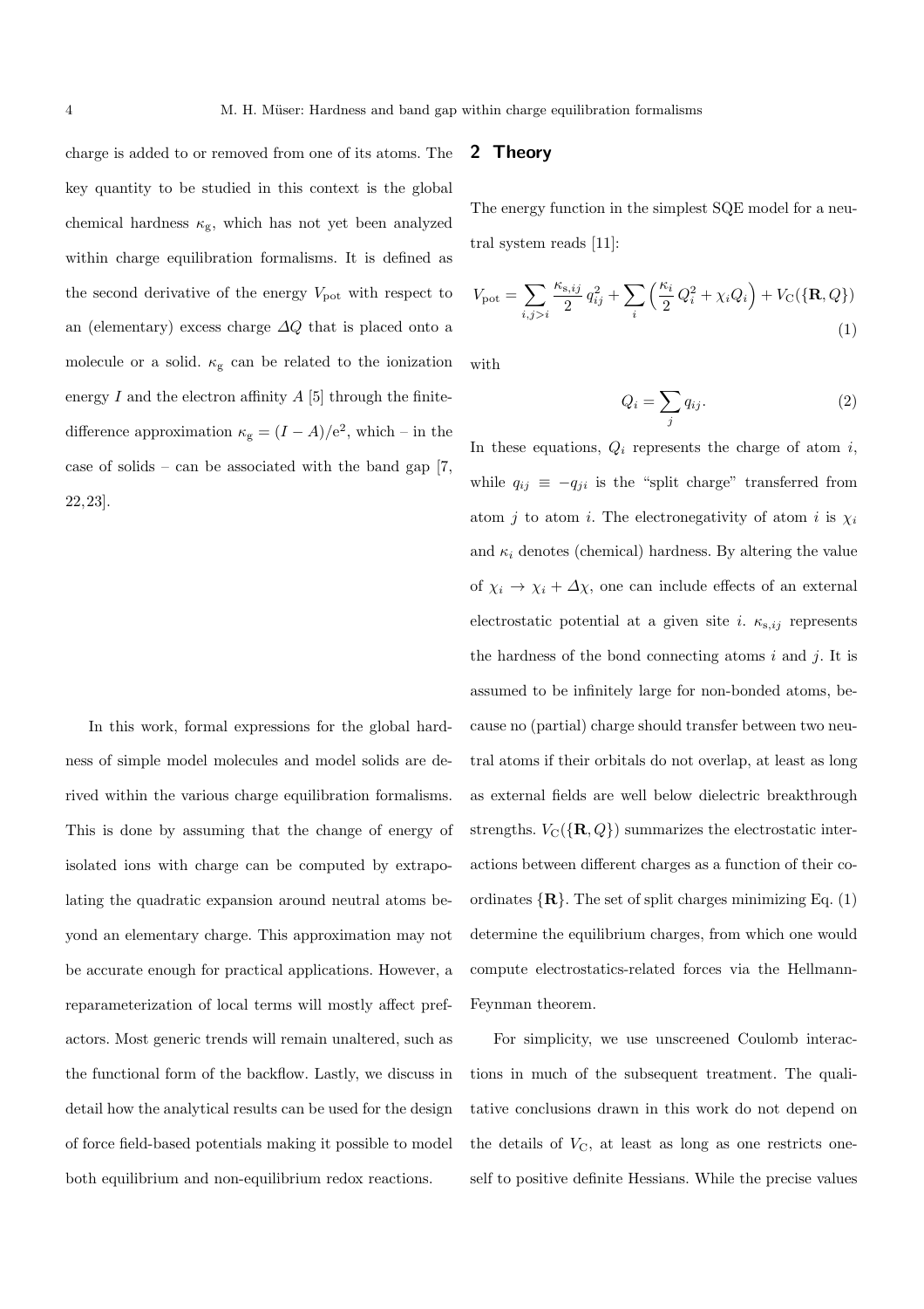charge is added to or removed from one of its atoms. The key quantity to be studied in this context is the global chemical hardness $\kappa_{\rm g}$, which has not yet been analyzed within charge equilibration formalisms. It is defined as the second derivative of the energy $V_{\rm pot}$ with respect to an (elementary) excess charge $\Delta Q$ that is placed onto a molecule or a solid. $\kappa_{\rm g}$ can be related to the ionization energy $I$ and the electron affinity $A$ [5] through the finite-difference approximation $\kappa_{\rm g} = (I - A)/{\rm e}^2$, which – in the case of solids – can be associated with the band gap [7, 22,23].

In this work, formal expressions for the global hardness of simple model molecules and model solids are derived within the various charge equilibration formalisms. This is done by assuming that the change of energy of isolated ions with charge can be computed by extrapolating the quadratic expansion around neutral atoms beyond an elementary charge. This approximation may not be accurate enough for practical applications. However, a reparameterization of local terms will mostly affect prefactors. Most generic trends will remain unaltered, such as the functional form of the backflow. Lastly, we discuss in detail how the analytical results can be used for the design of force field-based potentials making it possible to model both equilibrium and non-equilibrium redox reactions.

## 2 Theory

The energy function in the simplest SQE model for a neutral system reads [11]:

$$V_{\rm pot} = \sum_{i,j>i} \frac{\kappa_{{\rm s},ij}}{2}\, q_{ij}^2 + \sum_i \left( \frac{\kappa_i}{2}\, Q_i^2 + \chi_i Q_i \right) + V_{\rm C}(\{\mathbf{R}, Q\}) \tag{1}$$

with

$$Q_i = \sum_j q_{ij}. \tag{2}$$

In these equations, $Q_i$ represents the charge of atom $i$, while $q_{ij} \equiv -q_{ji}$ is the "split charge" transferred from atom $j$ to atom $i$. The electronegativity of atom $i$ is $\chi_i$ and $\kappa_i$ denotes (chemical) hardness. By altering the value of $\chi_i \to \chi_i + \Delta\chi$, one can include effects of an external electrostatic potential at a given site $i$. $\kappa_{{\rm s},ij}$ represents the hardness of the bond connecting atoms $i$ and $j$. It is assumed to be infinitely large for non-bonded atoms, because no (partial) charge should transfer between two neutral atoms if their orbitals do not overlap, at least as long as external fields are well below dielectric breakthrough strengths. $V_{\rm C}(\{\mathbf{R}, Q\})$ summarizes the electrostatic interactions between different charges as a function of their coordinates $\{\mathbf{R}\}$. The set of split charges minimizing Eq. (1) determine the equilibrium charges, from which one would compute electrostatics-related forces via the Hellmann-Feynman theorem.

For simplicity, we use unscreened Coulomb interactions in much of the subsequent treatment. The qualitative conclusions drawn in this work do not depend on the details of $V_{\rm C}$, at least as long as one restricts oneself to positive definite Hessians. While the precise values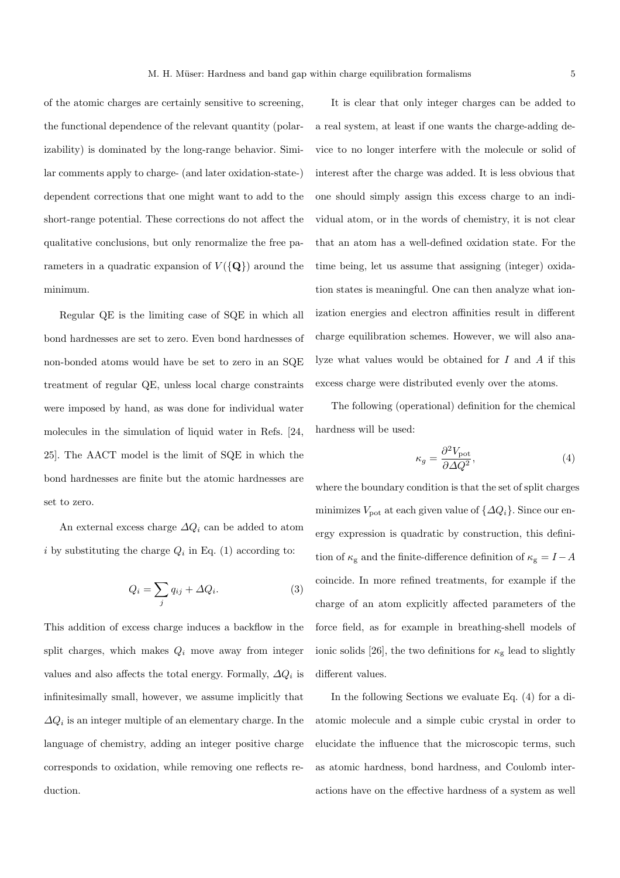of the atomic charges are certainly sensitive to screening, the functional dependence of the relevant quantity (polarizability) is dominated by the long-range behavior. Similar comments apply to charge- (and later oxidation-state-) dependent corrections that one might want to add to the short-range potential. These corrections do not affect the qualitative conclusions, but only renormalize the free parameters in a quadratic expansion of $V(\{\mathbf{Q}\})$ around the minimum.

Regular QE is the limiting case of SQE in which all bond hardnesses are set to zero. Even bond hardnesses of non-bonded atoms would have be set to zero in an SQE treatment of regular QE, unless local charge constraints were imposed by hand, as was done for individual water molecules in the simulation of liquid water in Refs. [24, 25]. The AACT model is the limit of SQE in which the bond hardnesses are finite but the atomic hardnesses are set to zero.

An external excess charge $\Delta Q_i$ can be added to atom $i$ by substituting the charge $Q_i$ in Eq. (1) according to:

$$Q_i = \sum_j q_{ij} + \Delta Q_i. \tag{3}$$

This addition of excess charge induces a backflow in the split charges, which makes $Q_i$ move away from integer values and also affects the total energy. Formally, $\Delta Q_i$ is infinitesimally small, however, we assume implicitly that $\Delta Q_i$ is an integer multiple of an elementary charge. In the language of chemistry, adding an integer positive charge corresponds to oxidation, while removing one reflects reduction.

It is clear that only integer charges can be added to a real system, at least if one wants the charge-adding device to no longer interfere with the molecule or solid of interest after the charge was added. It is less obvious that one should simply assign this excess charge to an individual atom, or in the words of chemistry, it is not clear that an atom has a well-defined oxidation state. For the time being, let us assume that assigning (integer) oxidation states is meaningful. One can then analyze what ionization energies and electron affinities result in different charge equilibration schemes. However, we will also analyze what values would be obtained for $I$ and $A$ if this excess charge were distributed evenly over the atoms.

The following (operational) definition for the chemical hardness will be used:

$$\kappa_g = \frac{\partial^2 V_{\text{pot}}}{\partial \Delta Q^2}, \tag{4}$$

where the boundary condition is that the set of split charges minimizes $V_{\text{pot}}$ at each given value of $\{\Delta Q_i\}$. Since our energy expression is quadratic by construction, this definition of $\kappa_{\text{g}}$ and the finite-difference definition of $\kappa_{\text{g}} = I - A$ coincide. In more refined treatments, for example if the charge of an atom explicitly affected parameters of the force field, as for example in breathing-shell models of ionic solids [26], the two definitions for $\kappa_{\text{g}}$ lead to slightly different values.

In the following Sections we evaluate Eq. (4) for a diatomic molecule and a simple cubic crystal in order to elucidate the influence that the microscopic terms, such as atomic hardness, bond hardness, and Coulomb interactions have on the effective hardness of a system as well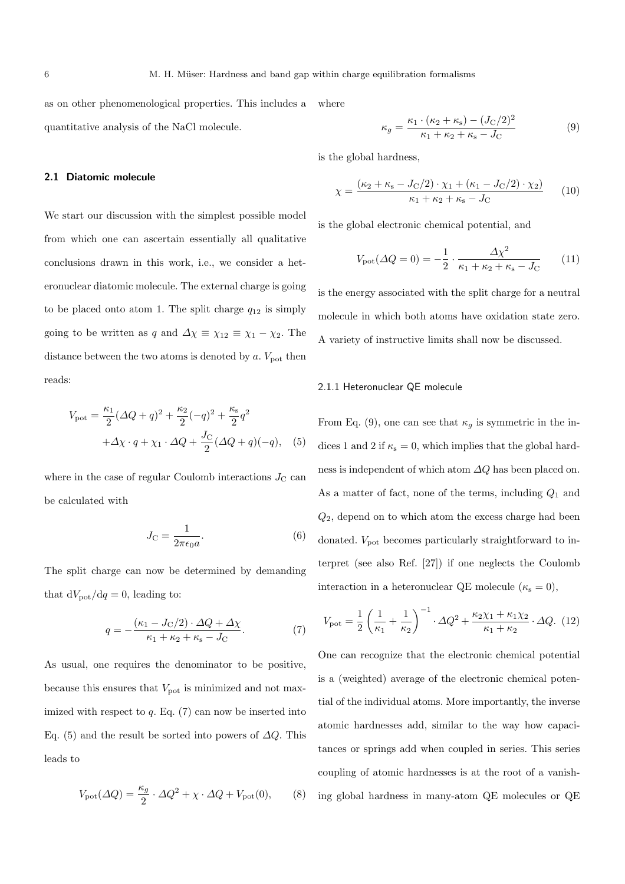as on other phenomenological properties. This includes a quantitative analysis of the NaCl molecule.

### 2.1 Diatomic molecule

We start our discussion with the simplest possible model from which one can ascertain essentially all qualitative conclusions drawn in this work, i.e., we consider a heteronuclear diatomic molecule. The external charge is going to be placed onto atom 1. The split charge $q_{12}$ is simply going to be written as $q$ and $\Delta\chi \equiv \chi_{12} \equiv \chi_1 - \chi_2$. The distance between the two atoms is denoted by $a$. $V_{\rm pot}$ then reads:

$$V_{\rm pot} = \frac{\kappa_1}{2}(\Delta Q + q)^2 + \frac{\kappa_2}{2}(-q)^2 + \frac{\kappa_{\rm s}}{2}q^2 + \Delta\chi \cdot q + \chi_1 \cdot \Delta Q + \frac{J_{\rm C}}{2}(\Delta Q + q)(-q), \quad (5)$$

where in the case of regular Coulomb interactions $J_{\rm C}$ can be calculated with

$$J_{\rm C} = \frac{1}{2\pi\epsilon_0 a}. \quad (6)$$

The split charge can now be determined by demanding that $\mathrm{d}V_{\rm pot}/\mathrm{d}q = 0$, leading to:

$$q = -\frac{(\kappa_1 - J_{\rm C}/2)\cdot \Delta Q + \Delta\chi}{\kappa_1 + \kappa_2 + \kappa_{\rm s} - J_{\rm C}}. \quad (7)$$

As usual, one requires the denominator to be positive, because this ensures that $V_{\rm pot}$ is minimized and not maximized with respect to $q$. Eq. (7) can now be inserted into Eq. (5) and the result be sorted into powers of $\Delta Q$. This leads to

$$V_{\rm pot}(\Delta Q) = \frac{\kappa_g}{2}\cdot \Delta Q^2 + \chi \cdot \Delta Q + V_{\rm pot}(0), \quad (8)$$

where

$$\kappa_g = \frac{\kappa_1 \cdot (\kappa_2 + \kappa_{\rm s}) - (J_{\rm C}/2)^2}{\kappa_1 + \kappa_2 + \kappa_{\rm s} - J_{\rm C}} \quad (9)$$

is the global hardness,

$$\chi = \frac{(\kappa_2 + \kappa_{\rm s} - J_{\rm C}/2)\cdot \chi_1 + (\kappa_1 - J_{\rm C}/2)\cdot \chi_2)}{\kappa_1 + \kappa_2 + \kappa_{\rm s} - J_{\rm C}} \quad (10)$$

is the global electronic chemical potential, and

$$V_{\rm pot}(\Delta Q = 0) = -\frac{1}{2}\cdot \frac{\Delta\chi^2}{\kappa_1 + \kappa_2 + \kappa_{\rm s} - J_{\rm C}} \quad (11)$$

is the energy associated with the split charge for a neutral molecule in which both atoms have oxidation state zero. A variety of instructive limits shall now be discussed.

#### 2.1.1 Heteronuclear QE molecule

From Eq. (9), one can see that $\kappa_g$ is symmetric in the indices 1 and 2 if $\kappa_{\rm s} = 0$, which implies that the global hardness is independent of which atom $\Delta Q$ has been placed on. As a matter of fact, none of the terms, including $Q_1$ and $Q_2$, depend on to which atom the excess charge had been donated. $V_{\rm pot}$ becomes particularly straightforward to interpret (see also Ref. [27]) if one neglects the Coulomb interaction in a heteronuclear QE molecule ($\kappa_{\rm s} = 0$),

$$V_{\rm pot} = \frac{1}{2}\left(\frac{1}{\kappa_1} + \frac{1}{\kappa_2}\right)^{-1}\cdot \Delta Q^2 + \frac{\kappa_2\chi_1 + \kappa_1\chi_2}{\kappa_1 + \kappa_2}\cdot \Delta Q. \quad (12)$$

One can recognize that the electronic chemical potential is a (weighted) average of the electronic chemical potential of the individual atoms. More importantly, the inverse atomic hardnesses add, similar to the way how capacitances or springs add when coupled in series. This series coupling of atomic hardnesses is at the root of a vanishing global hardness in many-atom QE molecules or QE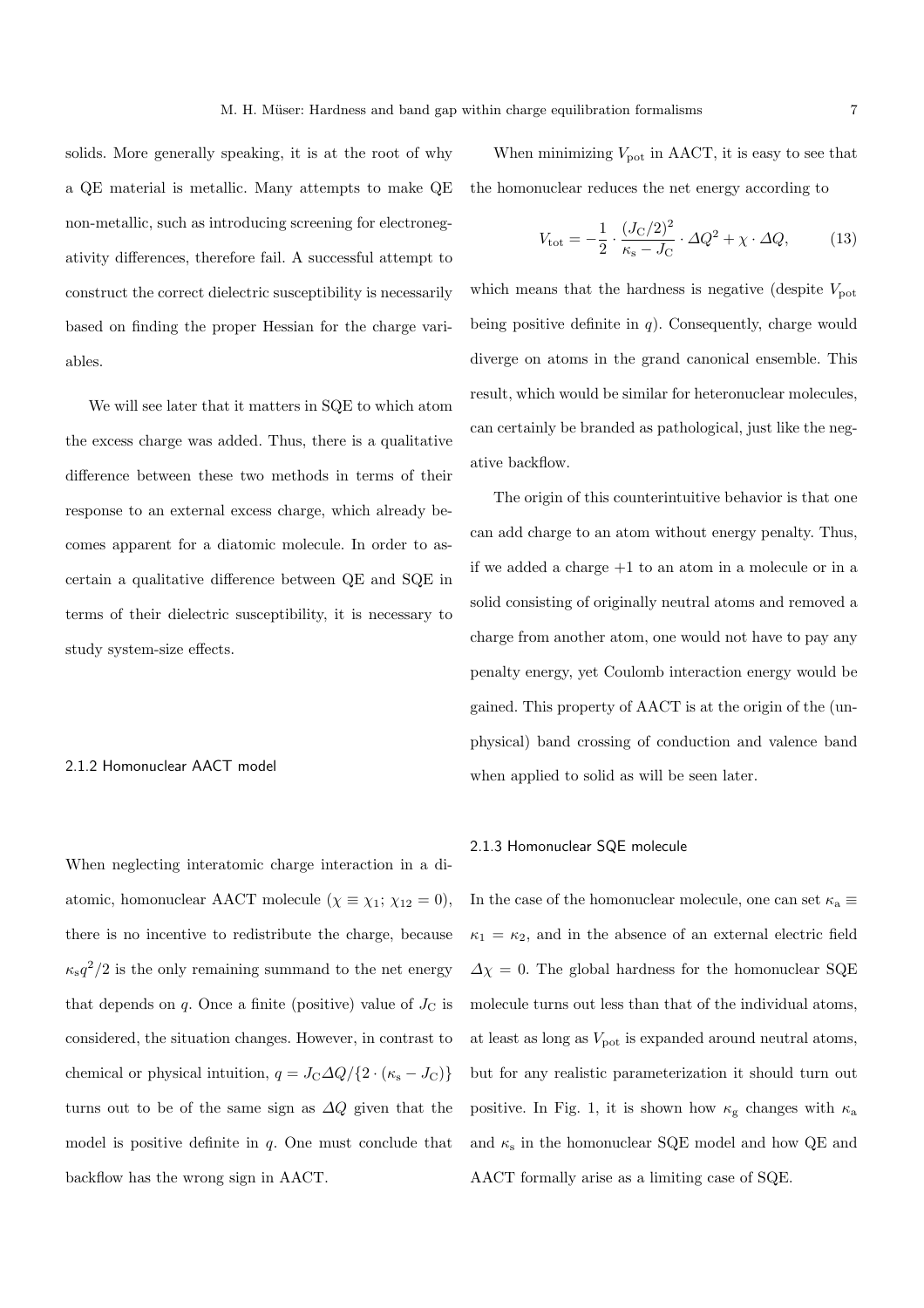solids. More generally speaking, it is at the root of why a QE material is metallic. Many attempts to make QE non-metallic, such as introducing screening for electronegativity differences, therefore fail. A successful attempt to construct the correct dielectric susceptibility is necessarily based on finding the proper Hessian for the charge variables.

We will see later that it matters in SQE to which atom the excess charge was added. Thus, there is a qualitative difference between these two methods in terms of their response to an external excess charge, which already becomes apparent for a diatomic molecule. In order to ascertain a qualitative difference between QE and SQE in terms of their dielectric susceptibility, it is necessary to study system-size effects.

### 2.1.2 Homonuclear AACT model

When neglecting interatomic charge interaction in a diatomic, homonuclear AACT molecule ($\chi \equiv \chi_1$; $\chi_{12} = 0$), there is no incentive to redistribute the charge, because $\kappa_s q^2/2$ is the only remaining summand to the net energy that depends on $q$. Once a finite (positive) value of $J_C$ is considered, the situation changes. However, in contrast to chemical or physical intuition, $q = J_C \Delta Q / \{2 \cdot (\kappa_s - J_C)\}$ turns out to be of the same sign as $\Delta Q$ given that the model is positive definite in $q$. One must conclude that backflow has the wrong sign in AACT.

When minimizing $V_{\rm pot}$ in AACT, it is easy to see that the homonuclear reduces the net energy according to

$$V_{\rm tot} = -\frac{1}{2} \cdot \frac{(J_C/2)^2}{\kappa_s - J_C} \cdot \Delta Q^2 + \chi \cdot \Delta Q, \qquad (13)$$

which means that the hardness is negative (despite $V_{\rm pot}$ being positive definite in $q$). Consequently, charge would diverge on atoms in the grand canonical ensemble. This result, which would be similar for heteronuclear molecules, can certainly be branded as pathological, just like the negative backflow.

The origin of this counterintuitive behavior is that one can add charge to an atom without energy penalty. Thus, if we added a charge +1 to an atom in a molecule or in a solid consisting of originally neutral atoms and removed a charge from another atom, one would not have to pay any penalty energy, yet Coulomb interaction energy would be gained. This property of AACT is at the origin of the (unphysical) band crossing of conduction and valence band when applied to solid as will be seen later.

### 2.1.3 Homonuclear SQE molecule

In the case of the homonuclear molecule, one can set $\kappa_a \equiv \kappa_1 = \kappa_2$, and in the absence of an external electric field $\Delta\chi = 0$. The global hardness for the homonuclear SQE molecule turns out less than that of the individual atoms, at least as long as $V_{\rm pot}$ is expanded around neutral atoms, but for any realistic parameterization it should turn out positive. In Fig. 1, it is shown how $\kappa_g$ changes with $\kappa_a$ and $\kappa_s$ in the homonuclear SQE model and how QE and AACT formally arise as a limiting case of SQE.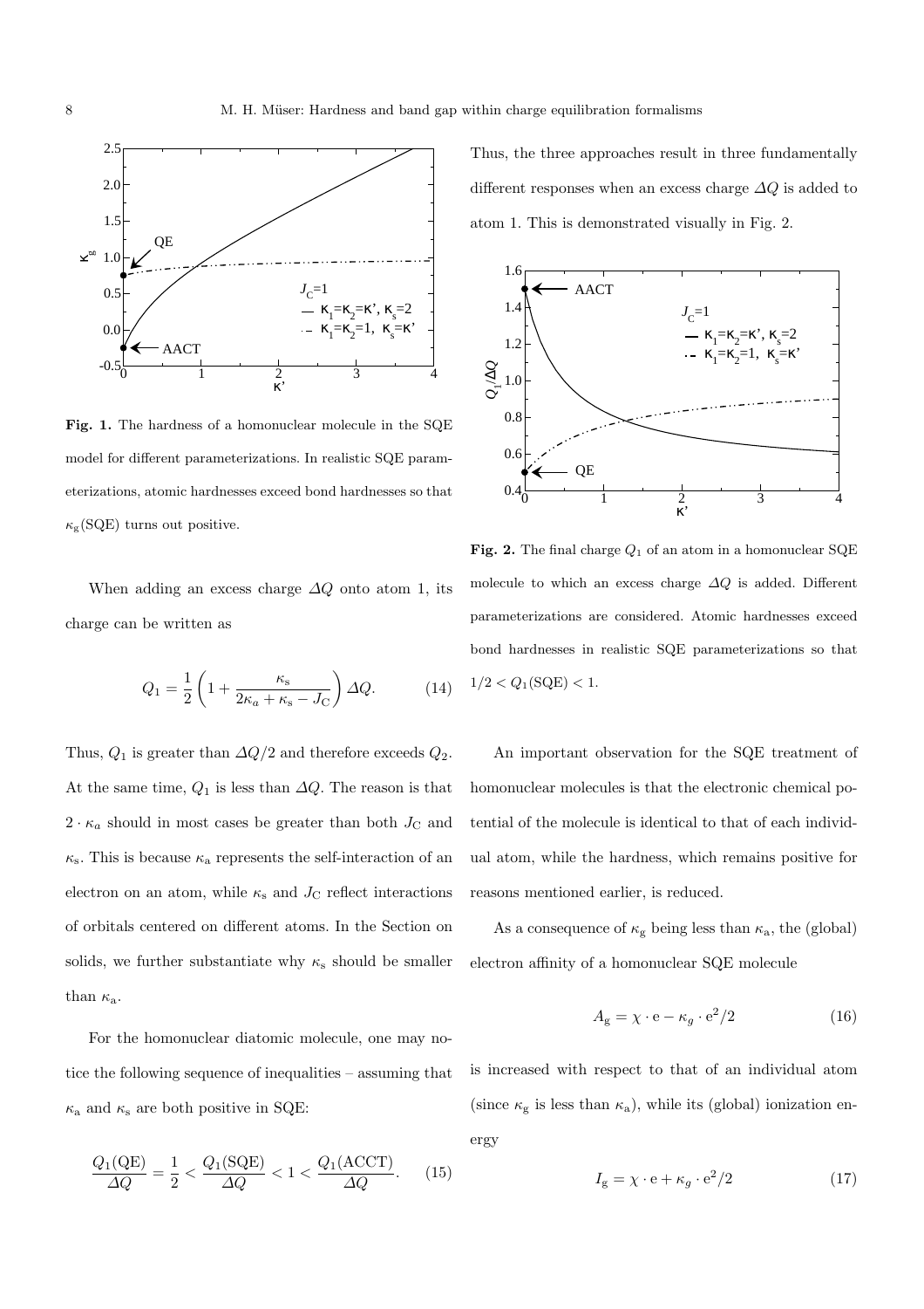**Fig. 1.** The hardness of a homonuclear molecule in the SQE model for different parameterizations. In realistic SQE parameterizations, atomic hardnesses exceed bond hardnesses so that $\kappa_g$(SQE) turns out positive.

When adding an excess charge $\Delta Q$ onto atom 1, its charge can be written as

$$Q_1 = \frac{1}{2}\left(1 + \frac{\kappa_s}{2\kappa_a + \kappa_s - J_C}\right)\Delta Q. \qquad (14)$$

Thus, $Q_1$ is greater than $\Delta Q/2$ and therefore exceeds $Q_2$. At the same time, $Q_1$ is less than $\Delta Q$. The reason is that $2 \cdot \kappa_a$ should in most cases be greater than both $J_C$ and $\kappa_s$. This is because $\kappa_a$ represents the self-interaction of an electron on an atom, while $\kappa_s$ and $J_C$ reflect interactions of orbitals centered on different atoms. In the Section on solids, we further substantiate why $\kappa_s$ should be smaller than $\kappa_a$.

For the homonuclear diatomic molecule, one may notice the following sequence of inequalities – assuming that $\kappa_a$ and $\kappa_s$ are both positive in SQE:

$$\frac{Q_1(\text{QE})}{\Delta Q} = \frac{1}{2} < \frac{Q_1(\text{SQE})}{\Delta Q} < 1 < \frac{Q_1(\text{ACCT})}{\Delta Q}. \qquad (15)$$

Thus, the three approaches result in three fundamentally different responses when an excess charge $\Delta Q$ is added to atom 1. This is demonstrated visually in Fig. 2.

**Fig. 2.** The final charge $Q_1$ of an atom in a homonuclear SQE molecule to which an excess charge $\Delta Q$ is added. Different parameterizations are considered. Atomic hardnesses exceed bond hardnesses in realistic SQE parameterizations so that $1/2 < Q_1(\text{SQE}) < 1$.

An important observation for the SQE treatment of homonuclear molecules is that the electronic chemical potential of the molecule is identical to that of each individual atom, while the hardness, which remains positive for reasons mentioned earlier, is reduced.

As a consequence of $\kappa_g$ being less than $\kappa_a$, the (global) electron affinity of a homonuclear SQE molecule

$$A_g = \chi \cdot e - \kappa_g \cdot e^2/2 \qquad (16)$$

is increased with respect to that of an individual atom (since $\kappa_g$ is less than $\kappa_a$), while its (global) ionization energy

$$I_g = \chi \cdot e + \kappa_g \cdot e^2/2 \qquad (17)$$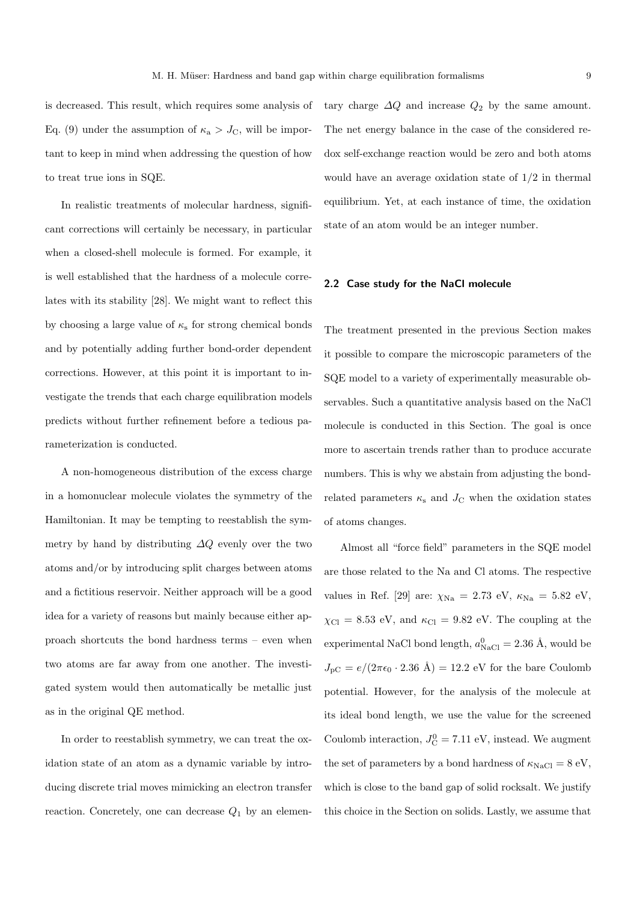is decreased. This result, which requires some analysis of Eq. (9) under the assumption of $\kappa_{\rm a} > J_{\rm C}$, will be important to keep in mind when addressing the question of how to treat true ions in SQE.

In realistic treatments of molecular hardness, significant corrections will certainly be necessary, in particular when a closed-shell molecule is formed. For example, it is well established that the hardness of a molecule correlates with its stability [28]. We might want to reflect this by choosing a large value of $\kappa_{\rm s}$ for strong chemical bonds and by potentially adding further bond-order dependent corrections. However, at this point it is important to investigate the trends that each charge equilibration models predicts without further refinement before a tedious parameterization is conducted.

A non-homogeneous distribution of the excess charge in a homonuclear molecule violates the symmetry of the Hamiltonian. It may be tempting to reestablish the symmetry by hand by distributing $\Delta Q$ evenly over the two atoms and/or by introducing split charges between atoms and a fictitious reservoir. Neither approach will be a good idea for a variety of reasons but mainly because either approach shortcuts the bond hardness terms – even when two atoms are far away from one another. The investigated system would then automatically be metallic just as in the original QE method.

In order to reestablish symmetry, we can treat the oxidation state of an atom as a dynamic variable by introducing discrete trial moves mimicking an electron transfer reaction. Concretely, one can decrease $Q_1$ by an elementary charge $\Delta Q$ and increase $Q_2$ by the same amount. The net energy balance in the case of the considered redox self-exchange reaction would be zero and both atoms would have an average oxidation state of $1/2$ in thermal equilibrium. Yet, at each instance of time, the oxidation state of an atom would be an integer number.

### 2.2 Case study for the NaCl molecule

The treatment presented in the previous Section makes it possible to compare the microscopic parameters of the SQE model to a variety of experimentally measurable observables. Such a quantitative analysis based on the NaCl molecule is conducted in this Section. The goal is once more to ascertain trends rather than to produce accurate numbers. This is why we abstain from adjusting the bond-related parameters $\kappa_{\rm s}$ and $J_{\rm C}$ when the oxidation states of atoms changes.

Almost all "force field" parameters in the SQE model are those related to the Na and Cl atoms. The respective values in Ref. [29] are: $\chi_{\rm Na} = 2.73$ eV, $\kappa_{\rm Na} = 5.82$ eV, $\chi_{\rm Cl} = 8.53$ eV, and $\kappa_{\rm Cl} = 9.82$ eV. The coupling at the experimental NaCl bond length, $a^0_{\rm NaCl} = 2.36$ Å, would be $J_{\rm pC} = e/(2\pi\epsilon_0 \cdot 2.36 \text{ Å}) = 12.2$ eV for the bare Coulomb potential. However, for the analysis of the molecule at its ideal bond length, we use the value for the screened Coulomb interaction, $J^0_{\rm C} = 7.11$ eV, instead. We augment the set of parameters by a bond hardness of $\kappa_{\rm NaCl} = 8$ eV, which is close to the band gap of solid rocksalt. We justify this choice in the Section on solids. Lastly, we assume that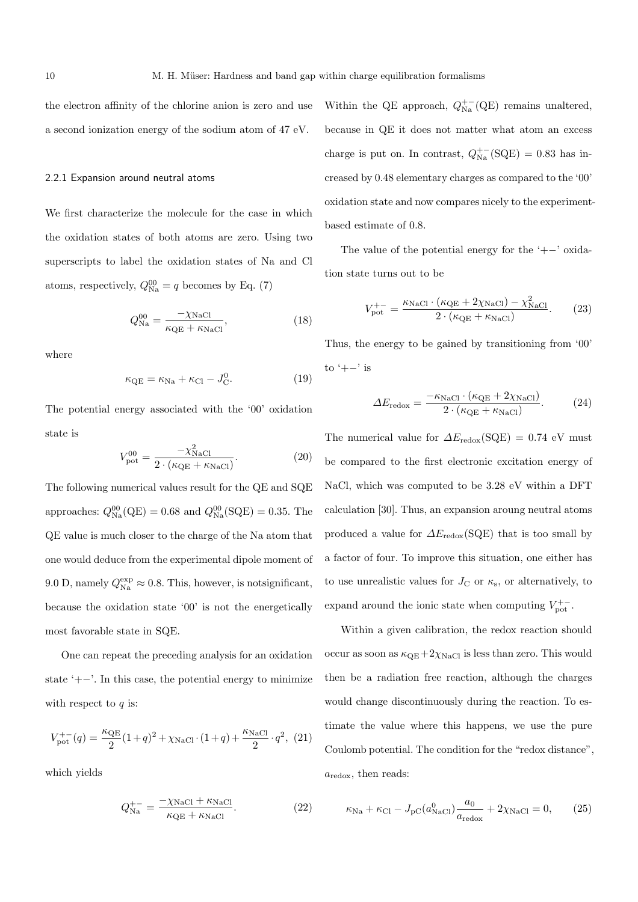the electron affinity of the chlorine anion is zero and use a second ionization energy of the sodium atom of 47 eV.

### 2.2.1 Expansion around neutral atoms

We first characterize the molecule for the case in which the oxidation states of both atoms are zero. Using two superscripts to label the oxidation states of Na and Cl atoms, respectively, $Q_{\rm Na}^{00} = q$ becomes by Eq. (7)

$$Q_{\rm Na}^{00} = \frac{-\chi_{\rm NaCl}}{\kappa_{\rm QE} + \kappa_{\rm NaCl}}, \tag{18}$$

where

$$\kappa_{\rm QE} = \kappa_{\rm Na} + \kappa_{\rm Cl} - J_{\rm C}^{0}. \tag{19}$$

The potential energy associated with the '00' oxidation state is

$$V_{\rm pot}^{00} = \frac{-\chi_{\rm NaCl}^{2}}{2 \cdot (\kappa_{\rm QE} + \kappa_{\rm NaCl})}. \tag{20}$$

The following numerical values result for the QE and SQE approaches: $Q_{\rm Na}^{00}({\rm QE}) = 0.68$ and $Q_{\rm Na}^{00}({\rm SQE}) = 0.35$. The QE value is much closer to the charge of the Na atom that one would deduce from the experimental dipole moment of 9.0 D, namely $Q_{\rm Na}^{\rm exp} \approx 0.8$. This, however, is notsignificant, because the oxidation state '00' is not the energetically most favorable state in SQE.

One can repeat the preceding analysis for an oxidation state '+−'. In this case, the potential energy to minimize with respect to $q$ is:

$$V_{\rm pot}^{+-}(q) = \frac{\kappa_{\rm QE}}{2}(1+q)^2 + \chi_{\rm NaCl} \cdot (1+q) + \frac{\kappa_{\rm NaCl}}{2} \cdot q^2, \tag{21}$$

which yields

$$Q_{\rm Na}^{+-} = \frac{-\chi_{\rm NaCl} + \kappa_{\rm NaCl}}{\kappa_{\rm QE} + \kappa_{\rm NaCl}}. \tag{22}$$

Within the QE approach, $Q_{\rm Na}^{+-}({\rm QE})$ remains unaltered, because in QE it does not matter what atom an excess charge is put on. In contrast, $Q_{\rm Na}^{+-}({\rm SQE}) = 0.83$ has increased by 0.48 elementary charges as compared to the '00' oxidation state and now compares nicely to the experiment-based estimate of 0.8.

The value of the potential energy for the '+−' oxidation state turns out to be

$$V_{\rm pot}^{+-} = \frac{\kappa_{\rm NaCl} \cdot (\kappa_{\rm QE} + 2\chi_{\rm NaCl}) - \chi_{\rm NaCl}^{2}}{2 \cdot (\kappa_{\rm QE} + \kappa_{\rm NaCl})}. \tag{23}$$

Thus, the energy to be gained by transitioning from '00' to '+−' is

$$\Delta E_{\rm redox} = \frac{-\kappa_{\rm NaCl} \cdot (\kappa_{\rm QE} + 2\chi_{\rm NaCl})}{2 \cdot (\kappa_{\rm QE} + \kappa_{\rm NaCl})}. \tag{24}$$

The numerical value for $\Delta E_{\rm redox}({\rm SQE}) = 0.74$ eV must be compared to the first electronic excitation energy of NaCl, which was computed to be 3.28 eV within a DFT calculation [30]. Thus, an expansion aroung neutral atoms produced a value for $\Delta E_{\rm redox}({\rm SQE})$ that is too small by a factor of four. To improve this situation, one either has to use unrealistic values for $J_{\rm C}$ or $\kappa_{\rm s}$, or alternatively, to expand around the ionic state when computing $V_{\rm pot}^{+-}$.

Within a given calibration, the redox reaction should occur as soon as $\kappa_{\rm QE} + 2\chi_{\rm NaCl}$ is less than zero. This would then be a radiation free reaction, although the charges would change discontinuously during the reaction. To estimate the value where this happens, we use the pure Coulomb potential. The condition for the "redox distance", $a_{\rm redox}$, then reads:

$$\kappa_{\rm Na} + \kappa_{\rm Cl} - J_{\rm pC}(a_{\rm NaCl}^{0})\frac{a_0}{a_{\rm redox}} + 2\chi_{\rm NaCl} = 0, \tag{25}$$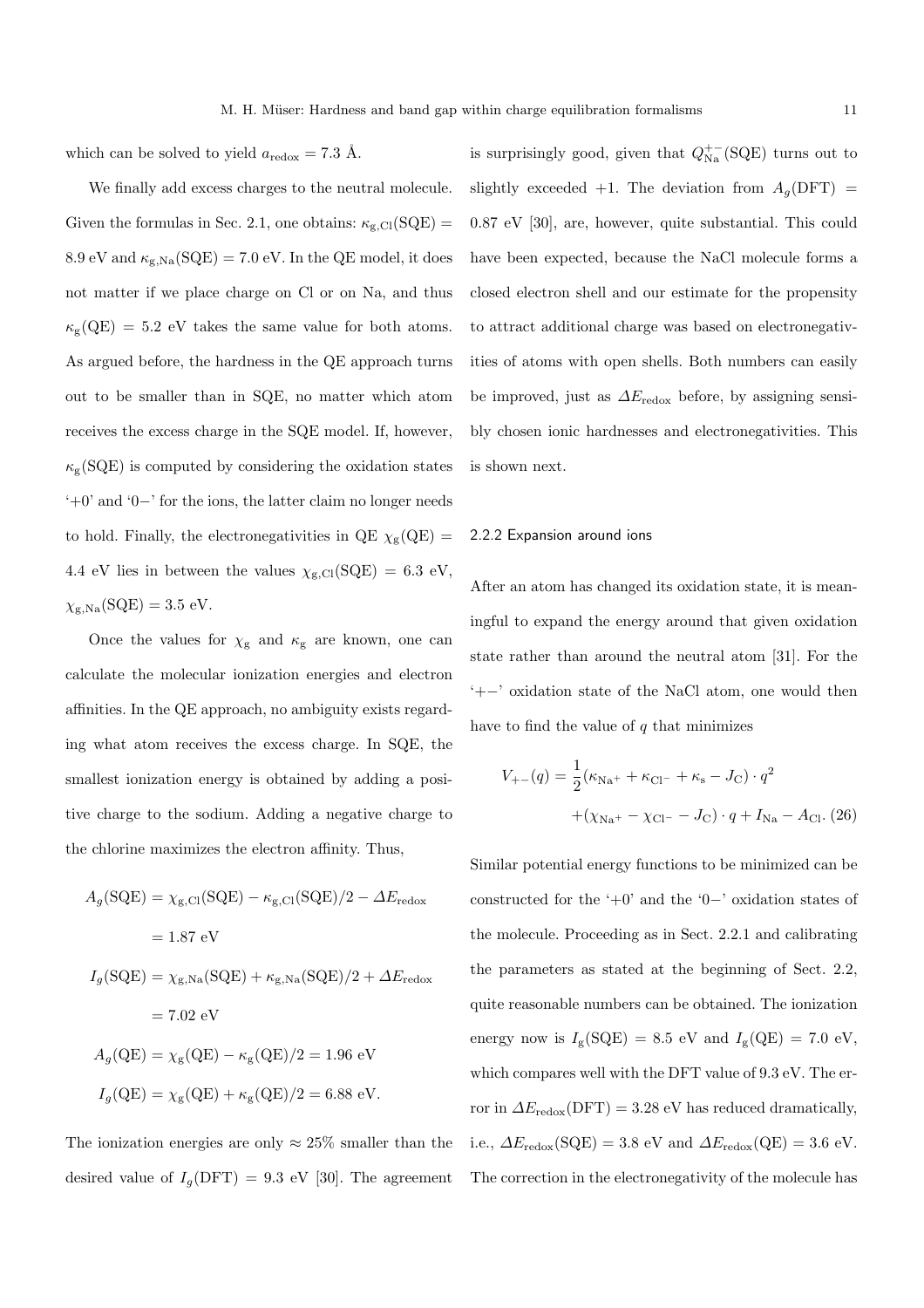which can be solved to yield $a_{\rm redox} = 7.3$ Å.

We finally add excess charges to the neutral molecule. Given the formulas in Sec. 2.1, one obtains: $\kappa_{\rm g,Cl}(\rm SQE) = 8.9$ eV and $\kappa_{\rm g,Na}(\rm SQE) = 7.0$ eV. In the QE model, it does not matter if we place charge on Cl or on Na, and thus $\kappa_{\rm g}(\rm QE) = 5.2$ eV takes the same value for both atoms. As argued before, the hardness in the QE approach turns out to be smaller than in SQE, no matter which atom receives the excess charge in the SQE model. If, however, $\kappa_{\rm g}(\rm SQE)$ is computed by considering the oxidation states '+0' and '0−' for the ions, the latter claim no longer needs to hold. Finally, the electronegativities in QE $\chi_{\rm g}(\rm QE) = 4.4$ eV lies in between the values $\chi_{\rm g,Cl}(\rm SQE) = 6.3$ eV, $\chi_{\rm g,Na}(\rm SQE) = 3.5$ eV.

Once the values for $\chi_{\rm g}$ and $\kappa_{\rm g}$ are known, one can calculate the molecular ionization energies and electron affinities. In the QE approach, no ambiguity exists regarding what atom receives the excess charge. In SQE, the smallest ionization energy is obtained by adding a positive charge to the sodium. Adding a negative charge to the chlorine maximizes the electron affinity. Thus,

$$
\begin{aligned}
A_g(\rm SQE) &= \chi_{\rm g,Cl}(\rm SQE) - \kappa_{\rm g,Cl}(\rm SQE)/2 - \Delta E_{\rm redox} \\
&= 1.87 \text{ eV} \\
I_g(\rm SQE) &= \chi_{\rm g,Na}(\rm SQE) + \kappa_{\rm g,Na}(\rm SQE)/2 + \Delta E_{\rm redox} \\
&= 7.02 \text{ eV} \\
A_g(\rm QE) &= \chi_{\rm g}(\rm QE) - \kappa_{\rm g}(\rm QE)/2 = 1.96 \text{ eV} \\
I_g(\rm QE) &= \chi_{\rm g}(\rm QE) + \kappa_{\rm g}(\rm QE)/2 = 6.88 \text{ eV}.
\end{aligned}
$$

The ionization energies are only $\approx 25\%$ smaller than the desired value of $I_g(\rm DFT) = 9.3$ eV [30]. The agreement is surprisingly good, given that $Q_{\rm Na}^{+-}(\rm SQE)$ turns out to slightly exceeded +1. The deviation from $A_g(\rm DFT) = 0.87$ eV [30], are, however, quite substantial. This could have been expected, because the NaCl molecule forms a closed electron shell and our estimate for the propensity to attract additional charge was based on electronegativities of atoms with open shells. Both numbers can easily be improved, just as $\Delta E_{\rm redox}$ before, by assigning sensibly chosen ionic hardnesses and electronegativities. This is shown next.

### 2.2.2 Expansion around ions

After an atom has changed its oxidation state, it is meaningful to expand the energy around that given oxidation state rather than around the neutral atom [31]. For the '+−' oxidation state of the NaCl atom, one would then have to find the value of $q$ that minimizes

$$
\begin{aligned}
V_{+-}(q) = &\frac{1}{2}(\kappa_{\rm Na^+} + \kappa_{\rm Cl^-} + \kappa_{\rm s} - J_{\rm C}) \cdot q^2 \\
&+ (\chi_{\rm Na^+} - \chi_{\rm Cl^-} - J_{\rm C}) \cdot q + I_{\rm Na} - A_{\rm Cl}. \quad (26)
\end{aligned}
$$

Similar potential energy functions to be minimized can be constructed for the '+0' and the '0−' oxidation states of the molecule. Proceeding as in Sect. 2.2.1 and calibrating the parameters as stated at the beginning of Sect. 2.2, quite reasonable numbers can be obtained. The ionization energy now is $I_{\rm g}(\rm SQE) = 8.5$ eV and $I_{\rm g}(\rm QE) = 7.0$ eV, which compares well with the DFT value of 9.3 eV. The error in $\Delta E_{\rm redox}(\rm DFT) = 3.28$ eV has reduced dramatically, i.e., $\Delta E_{\rm redox}(\rm SQE) = 3.8$ eV and $\Delta E_{\rm redox}(\rm QE) = 3.6$ eV. The correction in the electronegativity of the molecule has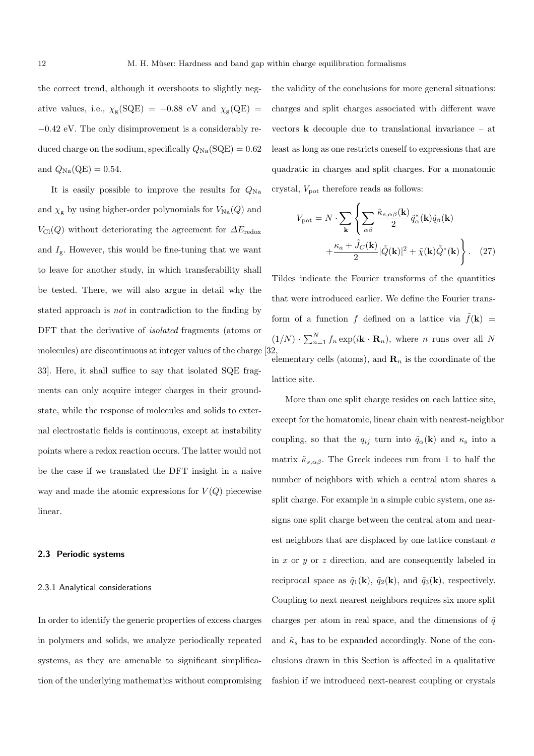the correct trend, although it overshoots to slightly negative values, i.e., $\chi_{\rm g}({\rm SQE}) = -0.88$ eV and $\chi_{\rm g}({\rm QE}) = -0.42$ eV. The only disimprovement is a considerably reduced charge on the sodium, specifically $Q_{\rm Na}({\rm SQE}) = 0.62$ and $Q_{\rm Na}({\rm QE}) = 0.54$.

It is easily possible to improve the results for $Q_{\rm Na}$ and $\chi_{\rm g}$ by using higher-order polynomials for $V_{\rm Na}(Q)$ and $V_{\rm Cl}(Q)$ without deteriorating the agreement for $\Delta E_{\rm redox}$ and $I_{\rm g}$. However, this would be fine-tuning that we want to leave for another study, in which transferability shall be tested. There, we will also argue in detail why the stated approach is *not* in contradiction to the finding by DFT that the derivative of *isolated* fragments (atoms or molecules) are discontinuous at integer values of the charge [32, 33]. Here, it shall suffice to say that isolated SQE fragments can only acquire integer charges in their groundstate, while the response of molecules and solids to external electrostatic fields is continuous, except at instability points where a redox reaction occurs. The latter would not be the case if we translated the DFT insight in a naive way and made the atomic expressions for $V(Q)$ piecewise linear.

## 2.3 Periodic systems

### 2.3.1 Analytical considerations

In order to identify the generic properties of excess charges in polymers and solids, we analyze periodically repeated systems, as they are amenable to significant simplification of the underlying mathematics without compromising the validity of the conclusions for more general situations: charges and split charges associated with different wave vectors $\mathbf{k}$ decouple due to translational invariance – at least as long as one restricts oneself to expressions that are quadratic in charges and split charges. For a monatomic crystal, $V_{\rm pot}$ therefore reads as follows:

$$V_{\rm pot} = N \cdot \sum_{\mathbf{k}} \left\{ \sum_{\alpha\beta} \frac{\tilde{\kappa}_{s,\alpha\beta}(\mathbf{k})}{2} \tilde{q}_{\alpha}^{*}(\mathbf{k}) \tilde{q}_{\beta}(\mathbf{k}) + \frac{\kappa_a + \tilde{J}_C(\mathbf{k})}{2} |\tilde{Q}(\mathbf{k})|^2 + \tilde{\chi}(\mathbf{k}) \tilde{Q}^{*}(\mathbf{k}) \right\}. \quad (27)$$

Tildes indicate the Fourier transforms of the quantities that were introduced earlier. We define the Fourier transform of a function $f$ defined on a lattice via $\tilde{f}(\mathbf{k}) = (1/N) \cdot \sum_{n=1}^{N} f_n \exp(i\mathbf{k} \cdot \mathbf{R}_n)$, where $n$ runs over all $N$ elementary cells (atoms), and $\mathbf{R}_n$ is the coordinate of the lattice site.

More than one split charge resides on each lattice site, except for the homatomic, linear chain with nearest-neighbor coupling, so that the $q_{ij}$ turn into $\tilde{q}_{\alpha}(\mathbf{k})$ and $\kappa_{\rm s}$ into a matrix $\tilde{\kappa}_{s,\alpha\beta}$. The Greek indeces run from 1 to half the number of neighbors with which a central atom shares a split charge. For example in a simple cubic system, one assigns one split charge between the central atom and nearest neighbors that are displaced by one lattice constant $a$ in $x$ or $y$ or $z$ direction, and are consequently labeled in reciprocal space as $\tilde{q}_1(\mathbf{k})$, $\tilde{q}_2(\mathbf{k})$, and $\tilde{q}_3(\mathbf{k})$, respectively. Coupling to next nearest neighbors requires six more split charges per atom in real space, and the dimensions of $\tilde{q}$ and $\tilde{\kappa}_s$ has to be expanded accordingly. None of the conclusions drawn in this Section is affected in a qualitative fashion if we introduced next-nearest coupling or crystals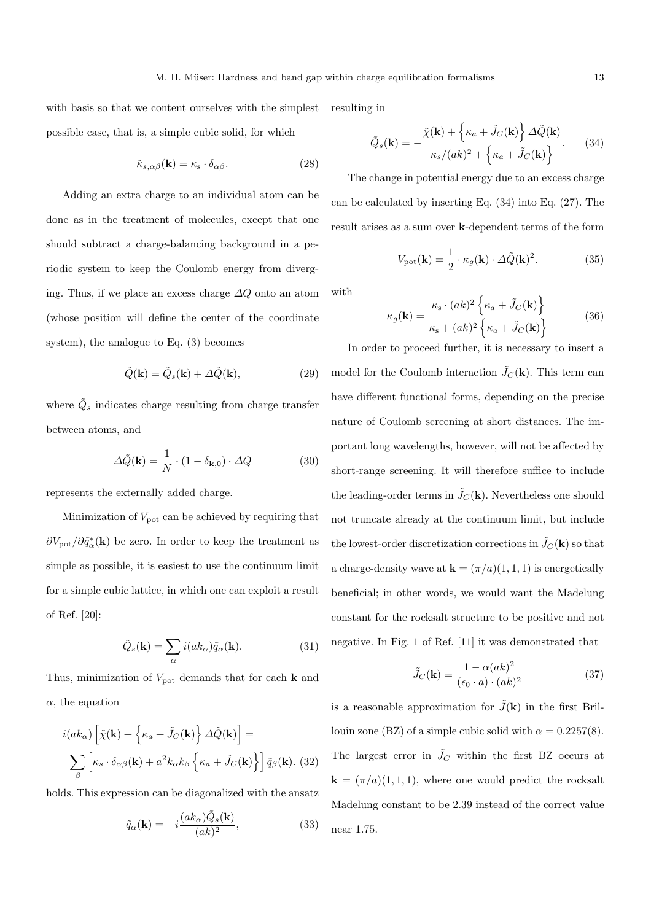with basis so that we content ourselves with the simplest possible case, that is, a simple cubic solid, for which

$$\tilde{\kappa}_{s,\alpha\beta}(\mathbf{k}) = \kappa_s \cdot \delta_{\alpha\beta}. \tag{28}$$

Adding an extra charge to an individual atom can be done as in the treatment of molecules, except that one should subtract a charge-balancing background in a periodic system to keep the Coulomb energy from diverging. Thus, if we place an excess charge $\Delta Q$ onto an atom (whose position will define the center of the coordinate system), the analogue to Eq. (3) becomes

$$\tilde{Q}(\mathbf{k}) = \tilde{Q}_s(\mathbf{k}) + \Delta\tilde{Q}(\mathbf{k}), \tag{29}$$

where $\tilde{Q}_s$ indicates charge resulting from charge transfer between atoms, and

$$\Delta\tilde{Q}(\mathbf{k}) = \frac{1}{N} \cdot (1 - \delta_{\mathbf{k},0}) \cdot \Delta Q \tag{30}$$

represents the externally added charge.

Minimization of $V_{\rm pot}$ can be achieved by requiring that $\partial V_{\rm pot}/\partial \tilde{q}^*_\alpha(\mathbf{k})$ be zero. In order to keep the treatment as simple as possible, it is easiest to use the continuum limit for a simple cubic lattice, in which one can exploit a result of Ref. [20]:

$$\tilde{Q}_s(\mathbf{k}) = \sum_\alpha i(ak_\alpha)\tilde{q}_\alpha(\mathbf{k}). \tag{31}$$

Thus, minimization of $V_{\rm pot}$ demands that for each $\mathbf{k}$ and $\alpha$, the equation

$$i(ak_\alpha)\left[\tilde{\chi}(\mathbf{k}) + \left\{\kappa_a + \tilde{J}_C(\mathbf{k})\right\}\Delta\tilde{Q}(\mathbf{k})\right] = \sum_\beta \left[\kappa_s \cdot \delta_{\alpha\beta}(\mathbf{k}) + a^2 k_\alpha k_\beta \left\{\kappa_a + \tilde{J}_C(\mathbf{k})\right\}\right]\tilde{q}_\beta(\mathbf{k}). \tag{32}$$

holds. This expression can be diagonalized with the ansatz

$$\tilde{q}_\alpha(\mathbf{k}) = -i\frac{(ak_\alpha)\tilde{Q}_s(\mathbf{k})}{(ak)^2}, \tag{33}$$

resulting in

$$\tilde{Q}_s(\mathbf{k}) = -\frac{\tilde{\chi}(\mathbf{k}) + \left\{\kappa_a + \tilde{J}_C(\mathbf{k})\right\}\Delta\tilde{Q}(\mathbf{k})}{\kappa_s/(ak)^2 + \left\{\kappa_a + \tilde{J}_C(\mathbf{k})\right\}}. \tag{34}$$

The change in potential energy due to an excess charge can be calculated by inserting Eq. (34) into Eq. (27). The result arises as a sum over $\mathbf{k}$-dependent terms of the form

$$V_{\rm pot}(\mathbf{k}) = \frac{1}{2} \cdot \kappa_g(\mathbf{k}) \cdot \Delta\tilde{Q}(\mathbf{k})^2. \tag{35}$$

with

$$\kappa_g(\mathbf{k}) = \frac{\kappa_s \cdot (ak)^2 \left\{\kappa_a + \tilde{J}_C(\mathbf{k})\right\}}{\kappa_s + (ak)^2 \left\{\kappa_a + \tilde{J}_C(\mathbf{k})\right\}} \tag{36}$$

In order to proceed further, it is necessary to insert a model for the Coulomb interaction $\tilde{J}_C(\mathbf{k})$. This term can have different functional forms, depending on the precise nature of Coulomb screening at short distances. The important long wavelengths, however, will not be affected by short-range screening. It will therefore suffice to include the leading-order terms in $\tilde{J}_C(\mathbf{k})$. Nevertheless one should not truncate already at the continuum limit, but include the lowest-order discretization corrections in $\tilde{J}_C(\mathbf{k})$ so that a charge-density wave at $\mathbf{k} = (\pi/a)(1,1,1)$ is energetically beneficial; in other words, we would want the Madelung constant for the rocksalt structure to be positive and not negative. In Fig. 1 of Ref. [11] it was demonstrated that

$$\tilde{J}_C(\mathbf{k}) = \frac{1 - \alpha(ak)^2}{(\epsilon_0 \cdot a) \cdot (ak)^2} \tag{37}$$

is a reasonable approximation for $\tilde{J}(\mathbf{k})$ in the first Brillouin zone (BZ) of a simple cubic solid with $\alpha = 0.2257(8)$. The largest error in $\tilde{J}_C$ within the first BZ occurs at $\mathbf{k} = (\pi/a)(1,1,1)$, where one would predict the rocksalt Madelung constant to be 2.39 instead of the correct value near 1.75.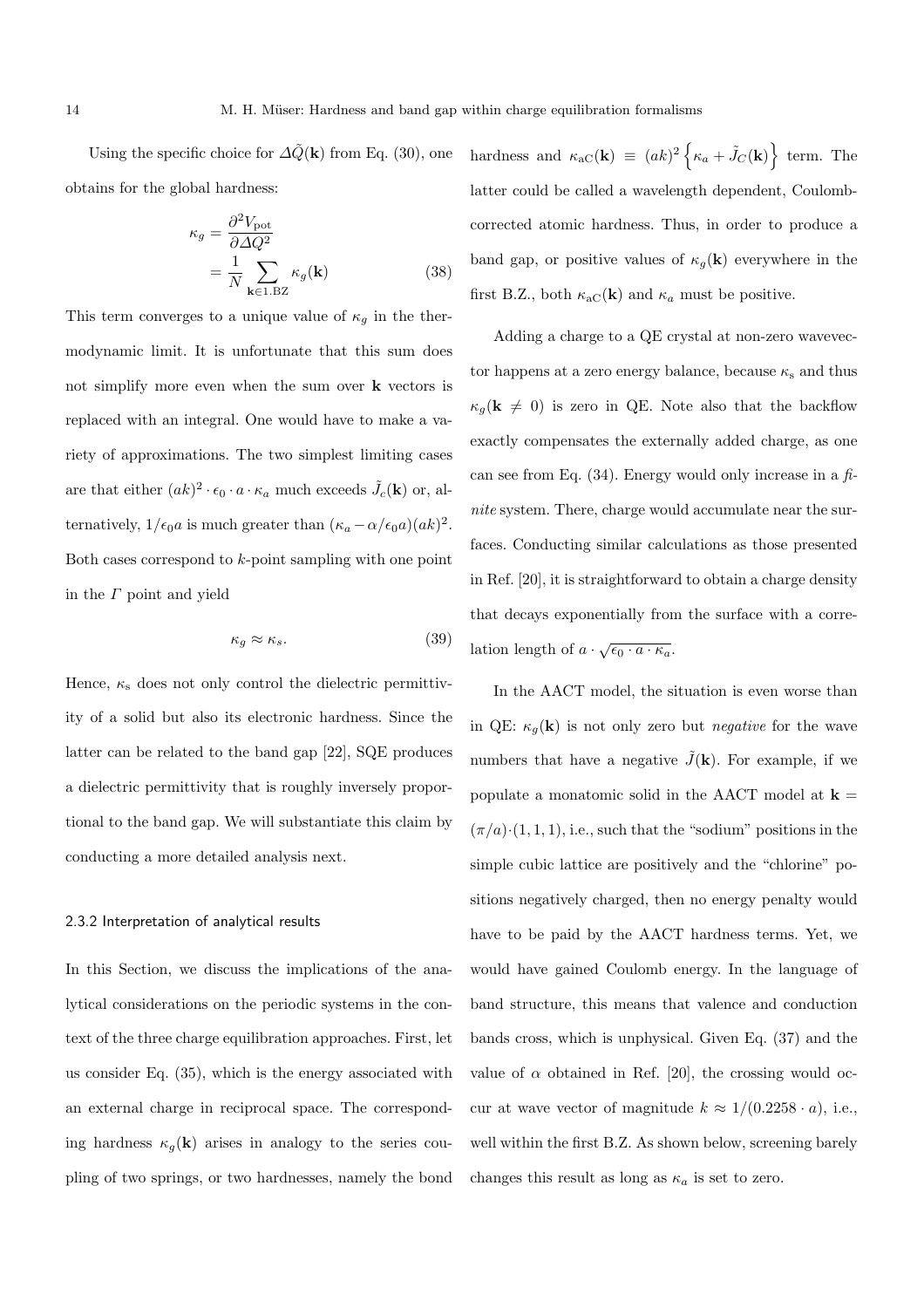Using the specific choice for $\Delta\tilde{Q}(\mathbf{k})$ from Eq. (30), one obtains for the global hardness:

$$\kappa_g = \frac{\partial^2 V_{\rm pot}}{\partial \Delta Q^2} = \frac{1}{N}\sum_{\mathbf{k}\in 1.\mathrm{BZ}} \kappa_g(\mathbf{k}) \tag{38}$$

This term converges to a unique value of $\kappa_g$ in the thermodynamic limit. It is unfortunate that this sum does not simplify more even when the sum over $\mathbf{k}$ vectors is replaced with an integral. One would have to make a variety of approximations. The two simplest limiting cases are that either $(ak)^2 \cdot \epsilon_0 \cdot a \cdot \kappa_a$ much exceeds $\tilde{J}_c(\mathbf{k})$ or, alternatively, $1/\epsilon_0 a$ is much greater than $(\kappa_a - \alpha/\epsilon_0 a)(ak)^2$. Both cases correspond to $k$-point sampling with one point in the $\Gamma$ point and yield

$$\kappa_g \approx \kappa_s. \tag{39}$$

Hence, $\kappa_{\rm s}$ does not only control the dielectric permittivity of a solid but also its electronic hardness. Since the latter can be related to the band gap [22], SQE produces a dielectric permittivity that is roughly inversely proportional to the band gap. We will substantiate this claim by conducting a more detailed analysis next.

### 2.3.2 Interpretation of analytical results

In this Section, we discuss the implications of the analytical considerations on the periodic systems in the context of the three charge equilibration approaches. First, let us consider Eq. (35), which is the energy associated with an external charge in reciprocal space. The corresponding hardness $\kappa_g(\mathbf{k})$ arises in analogy to the series coupling of two springs, or two hardnesses, namely the bond hardness and $\kappa_{\rm aC}(\mathbf{k}) \equiv (ak)^2\left\{\kappa_a + \tilde{J}_C(\mathbf{k})\right\}$ term. The latter could be called a wavelength dependent, Coulomb-corrected atomic hardness. Thus, in order to produce a band gap, or positive values of $\kappa_g(\mathbf{k})$ everywhere in the first B.Z., both $\kappa_{\rm aC}(\mathbf{k})$ and $\kappa_a$ must be positive.

Adding a charge to a QE crystal at non-zero wavevector happens at a zero energy balance, because $\kappa_{\rm s}$ and thus $\kappa_g(\mathbf{k} \neq 0)$ is zero in QE. Note also that the backflow exactly compensates the externally added charge, as one can see from Eq. (34). Energy would only increase in a *finite* system. There, charge would accumulate near the surfaces. Conducting similar calculations as those presented in Ref. [20], it is straightforward to obtain a charge density that decays exponentially from the surface with a correlation length of $a \cdot \sqrt{\epsilon_0 \cdot a \cdot \kappa_a}$.

In the AACT model, the situation is even worse than in QE: $\kappa_g(\mathbf{k})$ is not only zero but *negative* for the wave numbers that have a negative $\tilde{J}(\mathbf{k})$. For example, if we populate a monatomic solid in the AACT model at $\mathbf{k} = (\pi/a)\cdot(1,1,1)$, i.e., such that the "sodium" positions in the simple cubic lattice are positively and the "chlorine" positions negatively charged, then no energy penalty would have to be paid by the AACT hardness terms. Yet, we would have gained Coulomb energy. In the language of band structure, this means that valence and conduction bands cross, which is unphysical. Given Eq. (37) and the value of $\alpha$ obtained in Ref. [20], the crossing would occur at wave vector of magnitude $k \approx 1/(0.2258 \cdot a)$, i.e., well within the first B.Z. As shown below, screening barely changes this result as long as $\kappa_a$ is set to zero.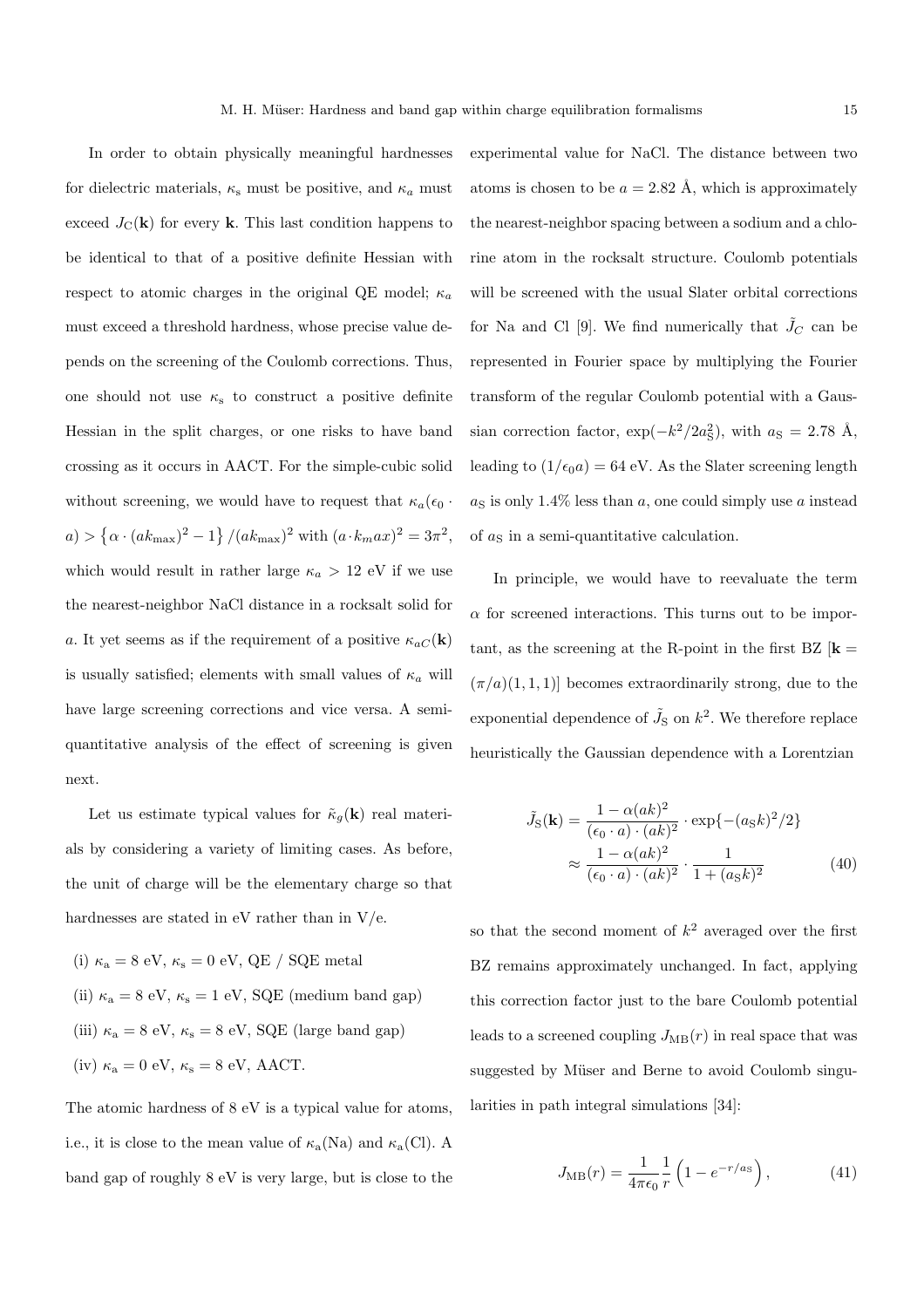In order to obtain physically meaningful hardnesses for dielectric materials, $\kappa_s$ must be positive, and $\kappa_a$ must exceed $J_C(\mathbf{k})$ for every $\mathbf{k}$. This last condition happens to be identical to that of a positive definite Hessian with respect to atomic charges in the original QE model; $\kappa_a$ must exceed a threshold hardness, whose precise value depends on the screening of the Coulomb corrections. Thus, one should not use $\kappa_s$ to construct a positive definite Hessian in the split charges, or one risks to have band crossing as it occurs in AACT. For the simple-cubic solid without screening, we would have to request that $\kappa_a(\epsilon_0 \cdot a) > \left\{\alpha \cdot (ak_{\max})^2 - 1\right\}/(ak_{\max})^2$ with $(a \cdot k_m ax)^2 = 3\pi^2$, which would result in rather large $\kappa_a > 12$ eV if we use the nearest-neighbor NaCl distance in a rocksalt solid for $a$. It yet seems as if the requirement of a positive $\kappa_{aC}(\mathbf{k})$ is usually satisfied; elements with small values of $\kappa_a$ will have large screening corrections and vice versa. A semi-quantitative analysis of the effect of screening is given next.

Let us estimate typical values for $\tilde{\kappa}_g(\mathbf{k})$ real materials by considering a variety of limiting cases. As before, the unit of charge will be the elementary charge so that hardnesses are stated in eV rather than in V/e.

(i) $\kappa_a = 8$ eV, $\kappa_s = 0$ eV, QE / SQE metal

(ii) $\kappa_a = 8$ eV, $\kappa_s = 1$ eV, SQE (medium band gap)

(iii) $\kappa_a = 8$ eV, $\kappa_s = 8$ eV, SQE (large band gap)

(iv) $\kappa_a = 0$ eV, $\kappa_s = 8$ eV, AACT.

The atomic hardness of 8 eV is a typical value for atoms, i.e., it is close to the mean value of $\kappa_a$(Na) and $\kappa_a$(Cl). A band gap of roughly 8 eV is very large, but is close to the experimental value for NaCl. The distance between two atoms is chosen to be $a = 2.82$ Å, which is approximately the nearest-neighbor spacing between a sodium and a chlorine atom in the rocksalt structure. Coulomb potentials will be screened with the usual Slater orbital corrections for Na and Cl [9]. We find numerically that $\tilde{J}_C$ can be represented in Fourier space by multiplying the Fourier transform of the regular Coulomb potential with a Gaussian correction factor, $\exp(-k^2/2a_S^2)$, with $a_S = 2.78$ Å, leading to $(1/\epsilon_0 a) = 64$ eV. As the Slater screening length $a_S$ is only 1.4% less than $a$, one could simply use $a$ instead of $a_S$ in a semi-quantitative calculation.

In principle, we would have to reevaluate the term $\alpha$ for screened interactions. This turns out to be important, as the screening at the R-point in the first BZ [$\mathbf{k} = (\pi/a)(1,1,1)$] becomes extraordinarily strong, due to the exponential dependence of $\tilde{J}_S$ on $k^2$. We therefore replace heuristically the Gaussian dependence with a Lorentzian

$$\begin{aligned}\tilde{J}_S(\mathbf{k}) &= \frac{1 - \alpha(ak)^2}{(\epsilon_0 \cdot a) \cdot (ak)^2} \cdot \exp\{-(a_S k)^2/2\} \\ &\approx \frac{1 - \alpha(ak)^2}{(\epsilon_0 \cdot a) \cdot (ak)^2} \cdot \frac{1}{1 + (a_S k)^2}\end{aligned} \tag{40}$$

so that the second moment of $k^2$ averaged over the first BZ remains approximately unchanged. In fact, applying this correction factor just to the bare Coulomb potential leads to a screened coupling $J_{\text{MB}}(r)$ in real space that was suggested by Müser and Berne to avoid Coulomb singularities in path integral simulations [34]:

$$J_{\text{MB}}(r) = \frac{1}{4\pi\epsilon_0} \frac{1}{r} \left(1 - e^{-r/a_S}\right), \tag{41}$$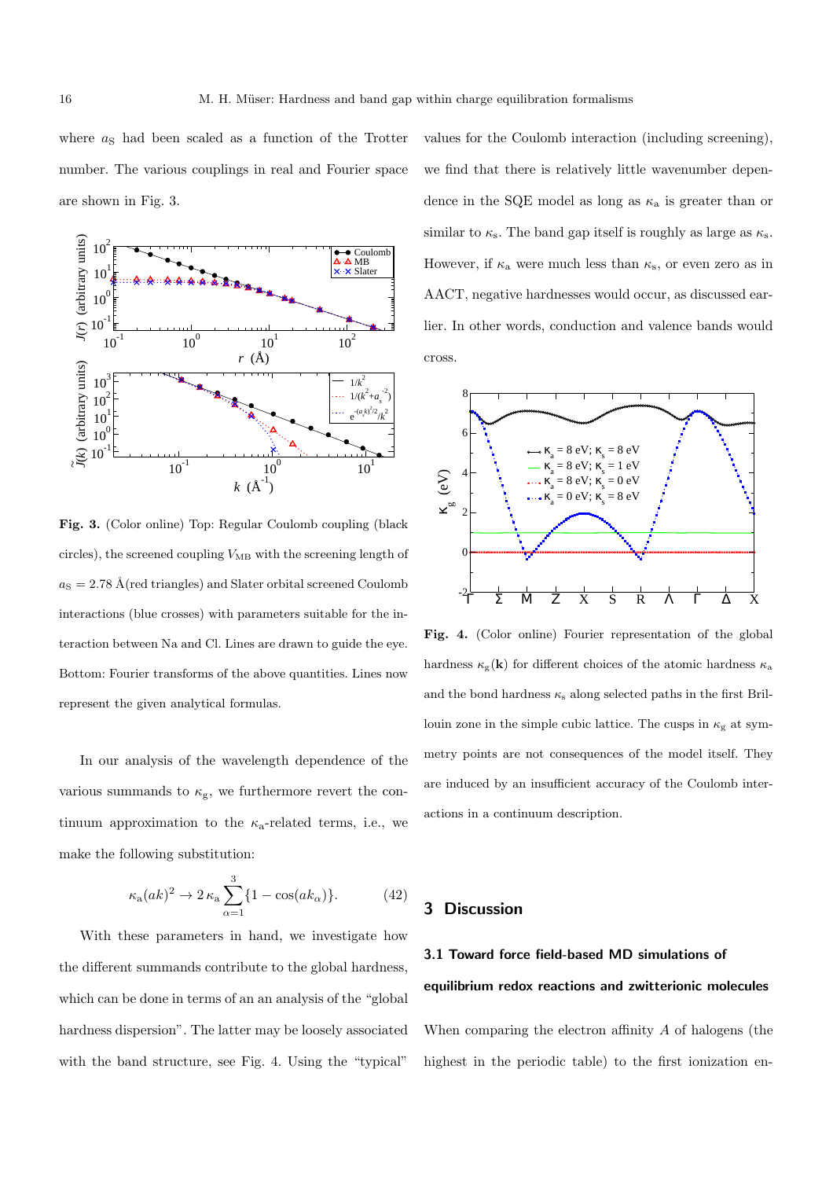where $a_S$ had been scaled as a function of the Trotter number. The various couplings in real and Fourier space are shown in Fig. 3.

**Fig. 3.** (Color online) Top: Regular Coulomb coupling (black circles), the screened coupling $V_{MB}$ with the screening length of $a_S = 2.78$ Å(red triangles) and Slater orbital screened Coulomb interactions (blue crosses) with parameters suitable for the interaction between Na and Cl. Lines are drawn to guide the eye. Bottom: Fourier transforms of the above quantities. Lines now represent the given analytical formulas.

In our analysis of the wavelength dependence of the various summands to $\kappa_g$, we furthermore revert the continuum approximation to the $\kappa_a$-related terms, i.e., we make the following substitution:

$$\kappa_a (ak)^2 \to 2\,\kappa_a \sum_{\alpha=1}^{3} \{1 - \cos(ak_\alpha)\}. \tag{42}$$

With these parameters in hand, we investigate how the different summands contribute to the global hardness, which can be done in terms of an an analysis of the "global hardness dispersion". The latter may be loosely associated with the band structure, see Fig. 4. Using the "typical" values for the Coulomb interaction (including screening), we find that there is relatively little wavenumber dependence in the SQE model as long as $\kappa_a$ is greater than or similar to $\kappa_s$. The band gap itself is roughly as large as $\kappa_s$. However, if $\kappa_a$ were much less than $\kappa_s$, or even zero as in AACT, negative hardnesses would occur, as discussed earlier. In other words, conduction and valence bands would cross.

**Fig. 4.** (Color online) Fourier representation of the global hardness $\kappa_g(\mathbf{k})$ for different choices of the atomic hardness $\kappa_a$ and the bond hardness $\kappa_s$ along selected paths in the first Brillouin zone in the simple cubic lattice. The cusps in $\kappa_g$ at symmetry points are not consequences of the model itself. They are induced by an insufficient accuracy of the Coulomb interactions in a continuum description.

## 3 Discussion

### 3.1 Toward force field-based MD simulations of equilibrium redox reactions and zwitterionic molecules

When comparing the electron affinity $A$ of halogens (the highest in the periodic table) to the first ionization en-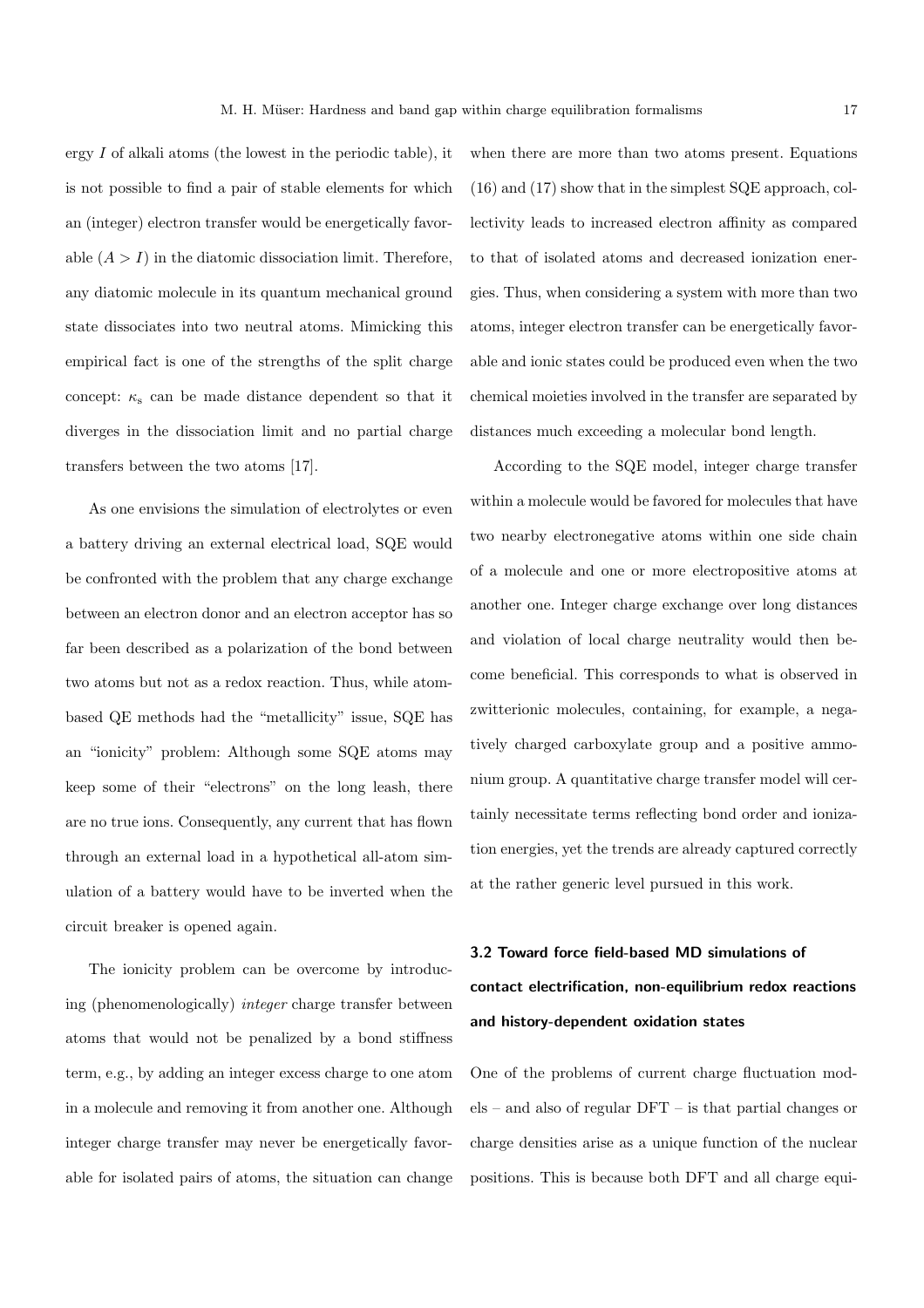ergy $I$ of alkali atoms (the lowest in the periodic table), it is not possible to find a pair of stable elements for which an (integer) electron transfer would be energetically favorable ($A > I$) in the diatomic dissociation limit. Therefore, any diatomic molecule in its quantum mechanical ground state dissociates into two neutral atoms. Mimicking this empirical fact is one of the strengths of the split charge concept: $\kappa_s$ can be made distance dependent so that it diverges in the dissociation limit and no partial charge transfers between the two atoms [17].

As one envisions the simulation of electrolytes or even a battery driving an external electrical load, SQE would be confronted with the problem that any charge exchange between an electron donor and an electron acceptor has so far been described as a polarization of the bond between two atoms but not as a redox reaction. Thus, while atom-based QE methods had the "metallicity" issue, SQE has an "ionicity" problem: Although some SQE atoms may keep some of their "electrons" on the long leash, there are no true ions. Consequently, any current that has flown through an external load in a hypothetical all-atom simulation of a battery would have to be inverted when the circuit breaker is opened again.

The ionicity problem can be overcome by introducing (phenomenologically) *integer* charge transfer between atoms that would not be penalized by a bond stiffness term, e.g., by adding an integer excess charge to one atom in a molecule and removing it from another one. Although integer charge transfer may never be energetically favorable for isolated pairs of atoms, the situation can change when there are more than two atoms present. Equations (16) and (17) show that in the simplest SQE approach, collectivity leads to increased electron affinity as compared to that of isolated atoms and decreased ionization energies. Thus, when considering a system with more than two atoms, integer electron transfer can be energetically favorable and ionic states could be produced even when the two chemical moieties involved in the transfer are separated by distances much exceeding a molecular bond length.

According to the SQE model, integer charge transfer within a molecule would be favored for molecules that have two nearby electronegative atoms within one side chain of a molecule and one or more electropositive atoms at another one. Integer charge exchange over long distances and violation of local charge neutrality would then become beneficial. This corresponds to what is observed in zwitterionic molecules, containing, for example, a negatively charged carboxylate group and a positive ammonium group. A quantitative charge transfer model will certainly necessitate terms reflecting bond order and ionization energies, yet the trends are already captured correctly at the rather generic level pursued in this work.

### 3.2 Toward force field-based MD simulations of contact electrification, non-equilibrium redox reactions and history-dependent oxidation states

One of the problems of current charge fluctuation models – and also of regular DFT – is that partial changes or charge densities arise as a unique function of the nuclear positions. This is because both DFT and all charge equi-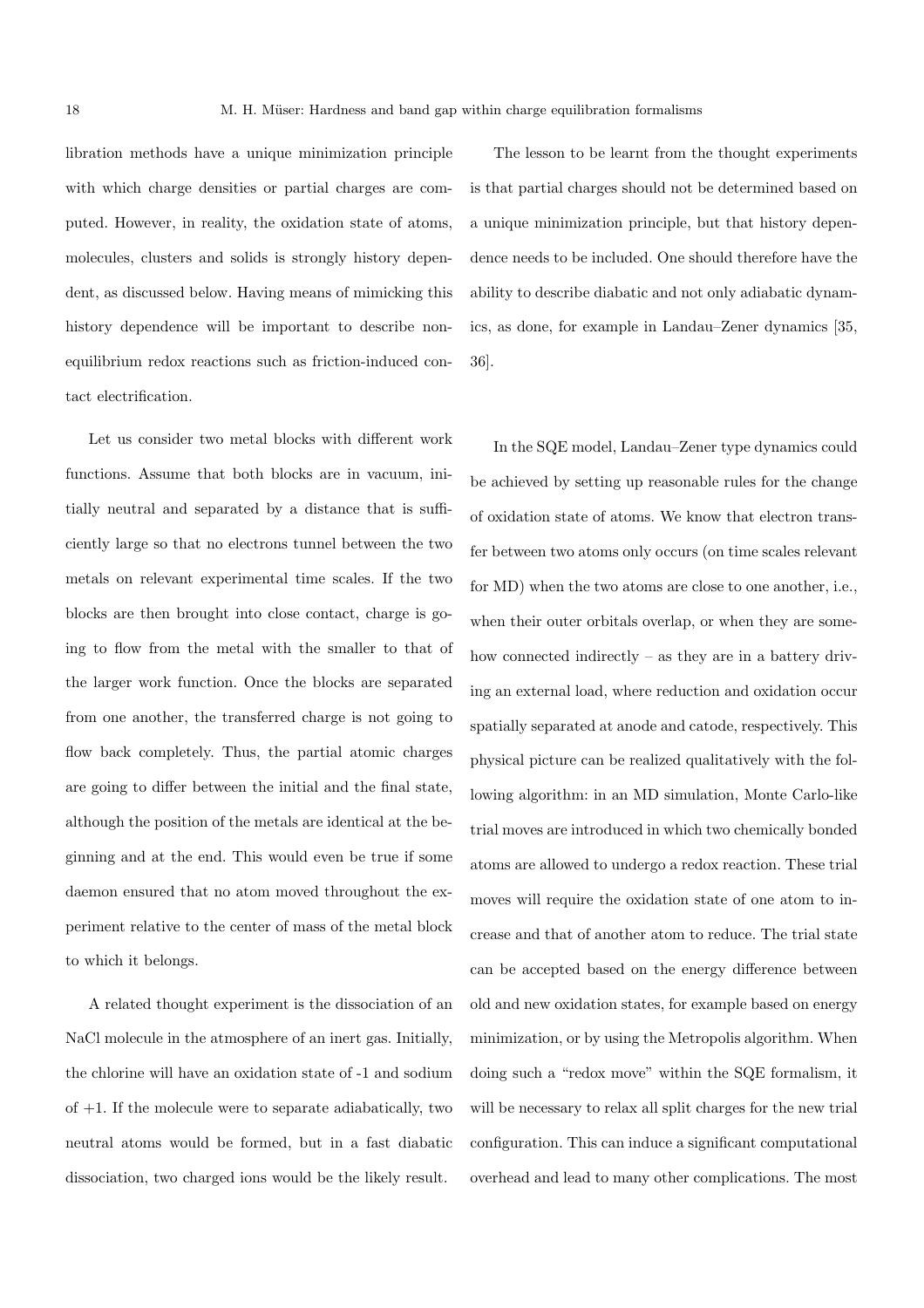libration methods have a unique minimization principle with which charge densities or partial charges are computed. However, in reality, the oxidation state of atoms, molecules, clusters and solids is strongly history dependent, as discussed below. Having means of mimicking this history dependence will be important to describe nonequilibrium redox reactions such as friction-induced contact electrification.

Let us consider two metal blocks with different work functions. Assume that both blocks are in vacuum, initially neutral and separated by a distance that is sufficiently large so that no electrons tunnel between the two metals on relevant experimental time scales. If the two blocks are then brought into close contact, charge is going to flow from the metal with the smaller to that of the larger work function. Once the blocks are separated from one another, the transferred charge is not going to flow back completely. Thus, the partial atomic charges are going to differ between the initial and the final state, although the position of the metals are identical at the beginning and at the end. This would even be true if some daemon ensured that no atom moved throughout the experiment relative to the center of mass of the metal block to which it belongs.

A related thought experiment is the dissociation of an NaCl molecule in the atmosphere of an inert gas. Initially, the chlorine will have an oxidation state of -1 and sodium of +1. If the molecule were to separate adiabatically, two neutral atoms would be formed, but in a fast diabatic dissociation, two charged ions would be the likely result.

The lesson to be learnt from the thought experiments is that partial charges should not be determined based on a unique minimization principle, but that history dependence needs to be included. One should therefore have the ability to describe diabatic and not only adiabatic dynamics, as done, for example in Landau–Zener dynamics [35, 36].

In the SQE model, Landau–Zener type dynamics could be achieved by setting up reasonable rules for the change of oxidation state of atoms. We know that electron transfer between two atoms only occurs (on time scales relevant for MD) when the two atoms are close to one another, i.e., when their outer orbitals overlap, or when they are somehow connected indirectly – as they are in a battery driving an external load, where reduction and oxidation occur spatially separated at anode and catode, respectively. This physical picture can be realized qualitatively with the following algorithm: in an MD simulation, Monte Carlo-like trial moves are introduced in which two chemically bonded atoms are allowed to undergo a redox reaction. These trial moves will require the oxidation state of one atom to increase and that of another atom to reduce. The trial state can be accepted based on the energy difference between old and new oxidation states, for example based on energy minimization, or by using the Metropolis algorithm. When doing such a "redox move" within the SQE formalism, it will be necessary to relax all split charges for the new trial configuration. This can induce a significant computational overhead and lead to many other complications. The most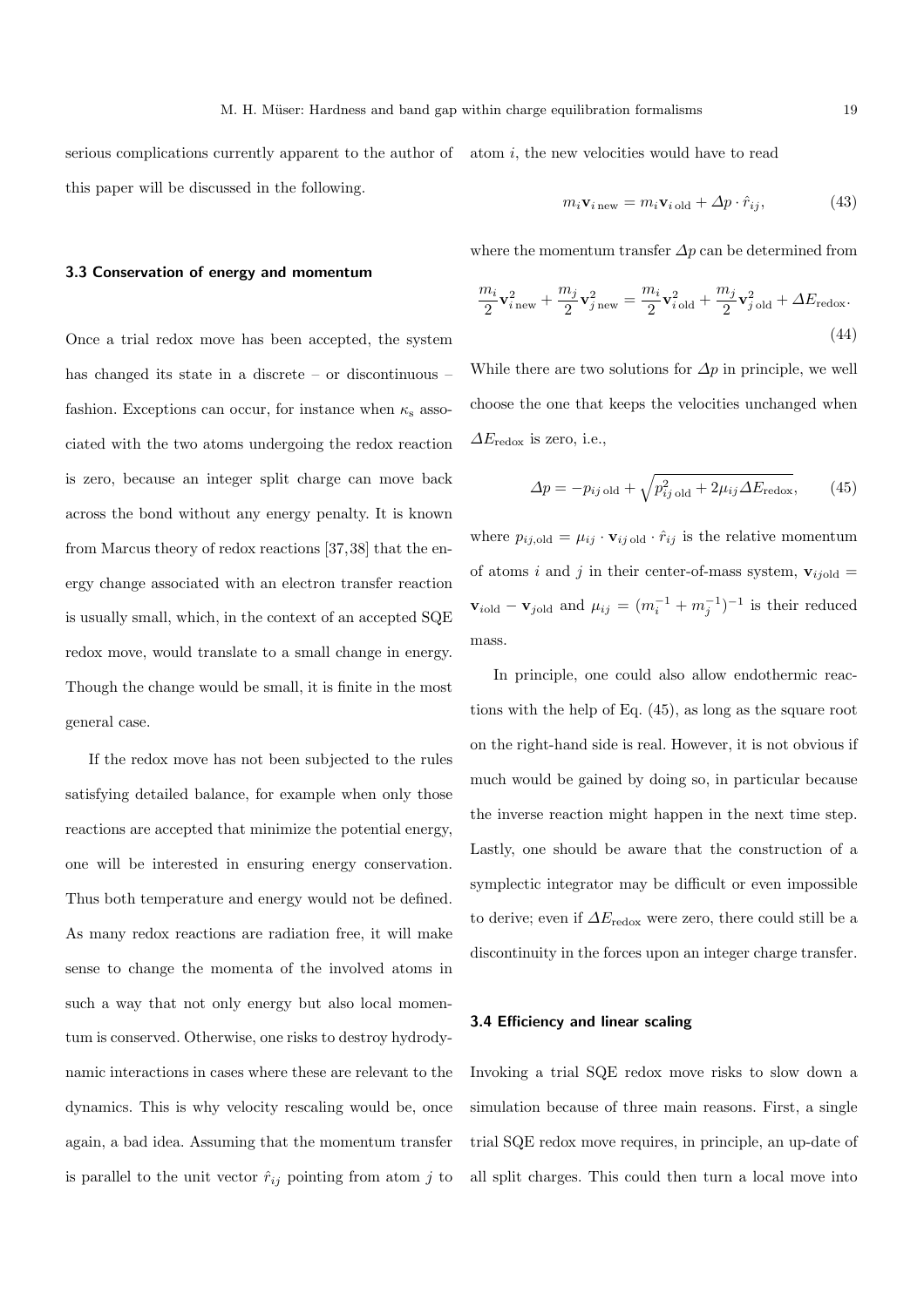serious complications currently apparent to the author of this paper will be discussed in the following.

### 3.3 Conservation of energy and momentum

Once a trial redox move has been accepted, the system has changed its state in a discrete – or discontinuous – fashion. Exceptions can occur, for instance when $\kappa_s$ associated with the two atoms undergoing the redox reaction is zero, because an integer split charge can move back across the bond without any energy penalty. It is known from Marcus theory of redox reactions [37,38] that the energy change associated with an electron transfer reaction is usually small, which, in the context of an accepted SQE redox move, would translate to a small change in energy. Though the change would be small, it is finite in the most general case.

If the redox move has not been subjected to the rules satisfying detailed balance, for example when only those reactions are accepted that minimize the potential energy, one will be interested in ensuring energy conservation. Thus both temperature and energy would not be defined. As many redox reactions are radiation free, it will make sense to change the momenta of the involved atoms in such a way that not only energy but also local momentum is conserved. Otherwise, one risks to destroy hydrodynamic interactions in cases where these are relevant to the dynamics. This is why velocity rescaling would be, once again, a bad idea. Assuming that the momentum transfer is parallel to the unit vector $\hat{r}_{ij}$ pointing from atom $j$ to atom $i$, the new velocities would have to read

$$m_i \mathbf{v}_{i\,\mathrm{new}} = m_i \mathbf{v}_{i\,\mathrm{old}} + \Delta p \cdot \hat{r}_{ij}, \tag{43}$$

where the momentum transfer $\Delta p$ can be determined from

$$\frac{m_i}{2}\mathbf{v}_{i\,\mathrm{new}}^2 + \frac{m_j}{2}\mathbf{v}_{j\,\mathrm{new}}^2 = \frac{m_i}{2}\mathbf{v}_{i\,\mathrm{old}}^2 + \frac{m_j}{2}\mathbf{v}_{j\,\mathrm{old}}^2 + \Delta E_{\mathrm{redox}}. \tag{44}$$

While there are two solutions for $\Delta p$ in principle, we well choose the one that keeps the velocities unchanged when $\Delta E_{\mathrm{redox}}$ is zero, i.e.,

$$\Delta p = -p_{ij\,\mathrm{old}} + \sqrt{p_{ij\,\mathrm{old}}^2 + 2\mu_{ij}\Delta E_{\mathrm{redox}}}, \tag{45}$$

where $p_{ij,\mathrm{old}} = \mu_{ij} \cdot \mathbf{v}_{ij\,\mathrm{old}} \cdot \hat{r}_{ij}$ is the relative momentum of atoms $i$ and $j$ in their center-of-mass system, $\mathbf{v}_{ij\mathrm{old}} = \mathbf{v}_{i\mathrm{old}} - \mathbf{v}_{j\mathrm{old}}$ and $\mu_{ij} = (m_i^{-1} + m_j^{-1})^{-1}$ is their reduced mass.

In principle, one could also allow endothermic reactions with the help of Eq. (45), as long as the square root on the right-hand side is real. However, it is not obvious if much would be gained by doing so, in particular because the inverse reaction might happen in the next time step. Lastly, one should be aware that the construction of a symplectic integrator may be difficult or even impossible to derive; even if $\Delta E_{\mathrm{redox}}$ were zero, there could still be a discontinuity in the forces upon an integer charge transfer.

### 3.4 Efficiency and linear scaling

Invoking a trial SQE redox move risks to slow down a simulation because of three main reasons. First, a single trial SQE redox move requires, in principle, an up-date of all split charges. This could then turn a local move into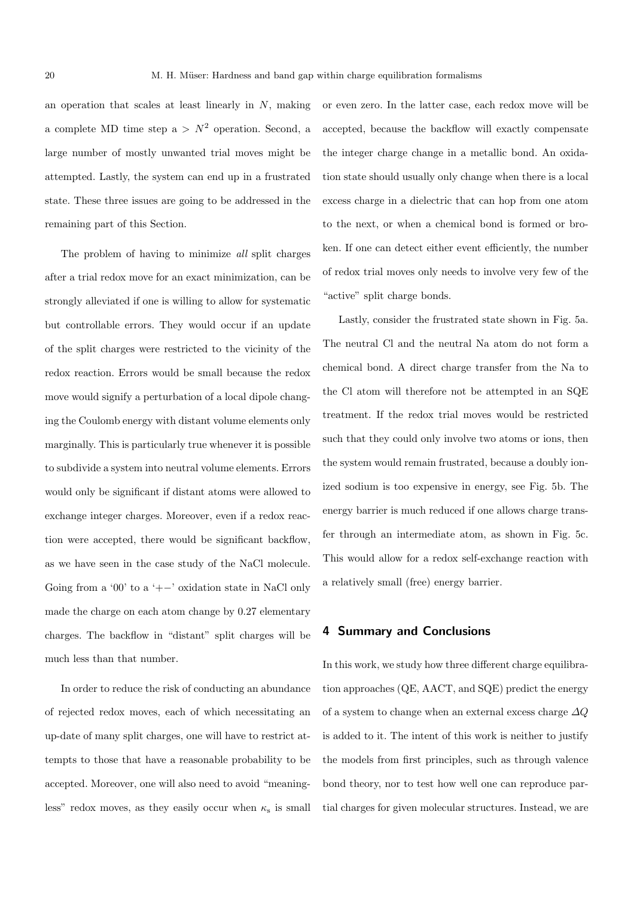an operation that scales at least linearly in $N$, making a complete MD time step a $> N^2$ operation. Second, a large number of mostly unwanted trial moves might be attempted. Lastly, the system can end up in a frustrated state. These three issues are going to be addressed in the remaining part of this Section.

The problem of having to minimize *all* split charges after a trial redox move for an exact minimization, can be strongly alleviated if one is willing to allow for systematic but controllable errors. They would occur if an update of the split charges were restricted to the vicinity of the redox reaction. Errors would be small because the redox move would signify a perturbation of a local dipole changing the Coulomb energy with distant volume elements only marginally. This is particularly true whenever it is possible to subdivide a system into neutral volume elements. Errors would only be significant if distant atoms were allowed to exchange integer charges. Moreover, even if a redox reaction were accepted, there would be significant backflow, as we have seen in the case study of the NaCl molecule. Going from a '00' to a '$+-$' oxidation state in NaCl only made the charge on each atom change by 0.27 elementary charges. The backflow in "distant" split charges will be much less than that number.

In order to reduce the risk of conducting an abundance of rejected redox moves, each of which necessitating an up-date of many split charges, one will have to restrict attempts to those that have a reasonable probability to be accepted. Moreover, one will also need to avoid "meaningless" redox moves, as they easily occur when $\kappa_s$ is small or even zero. In the latter case, each redox move will be accepted, because the backflow will exactly compensate the integer charge change in a metallic bond. An oxidation state should usually only change when there is a local excess charge in a dielectric that can hop from one atom to the next, or when a chemical bond is formed or broken. If one can detect either event efficiently, the number of redox trial moves only needs to involve very few of the "active" split charge bonds.

Lastly, consider the frustrated state shown in Fig. 5a. The neutral Cl and the neutral Na atom do not form a chemical bond. A direct charge transfer from the Na to the Cl atom will therefore not be attempted in an SQE treatment. If the redox trial moves would be restricted such that they could only involve two atoms or ions, then the system would remain frustrated, because a doubly ionized sodium is too expensive in energy, see Fig. 5b. The energy barrier is much reduced if one allows charge transfer through an intermediate atom, as shown in Fig. 5c. This would allow for a redox self-exchange reaction with a relatively small (free) energy barrier.

## 4 Summary and Conclusions

In this work, we study how three different charge equilibration approaches (QE, AACT, and SQE) predict the energy of a system to change when an external excess charge $\Delta Q$ is added to it. The intent of this work is neither to justify the models from first principles, such as through valence bond theory, nor to test how well one can reproduce partial charges for given molecular structures. Instead, we are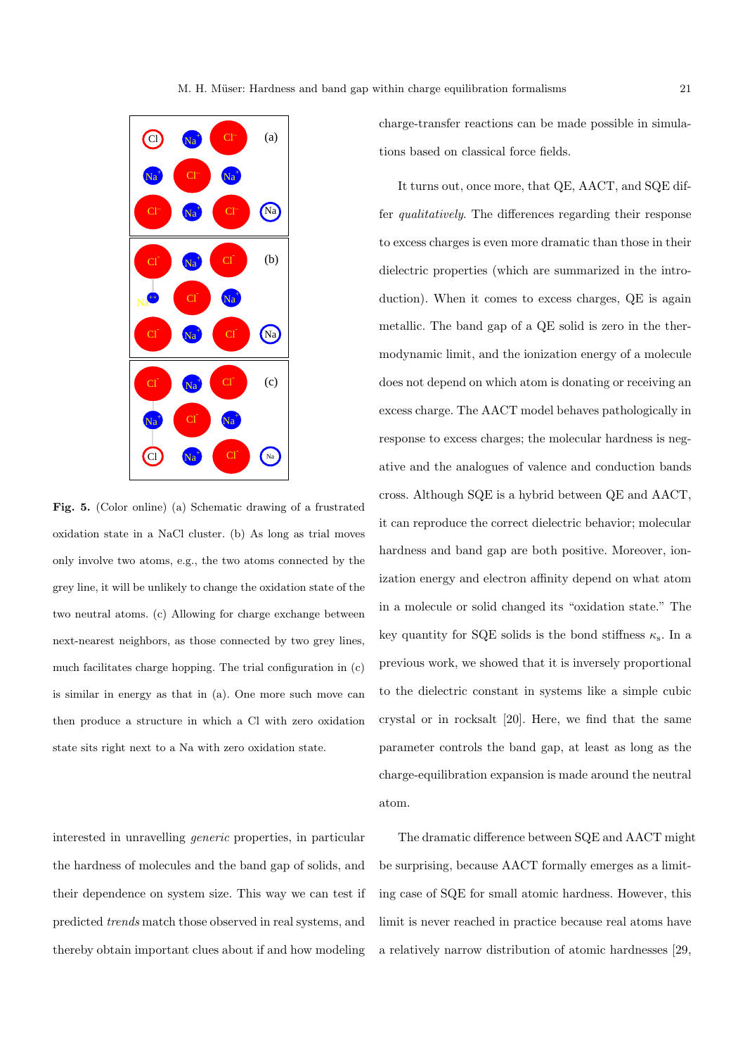**Fig. 5.** (Color online) (a) Schematic drawing of a frustrated oxidation state in a NaCl cluster. (b) As long as trial moves only involve two atoms, e.g., the two atoms connected by the grey line, it will be unlikely to change the oxidation state of the two neutral atoms. (c) Allowing for charge exchange between next-nearest neighbors, as those connected by two grey lines, much facilitates charge hopping. The trial configuration in (c) is similar in energy as that in (a). One more such move can then produce a structure in which a Cl with zero oxidation state sits right next to a Na with zero oxidation state.

interested in unravelling *generic* properties, in particular the hardness of molecules and the band gap of solids, and their dependence on system size. This way we can test if predicted *trends* match those observed in real systems, and thereby obtain important clues about if and how modeling charge-transfer reactions can be made possible in simulations based on classical force fields.

It turns out, once more, that QE, AACT, and SQE differ *qualitatively*. The differences regarding their response to excess charges is even more dramatic than those in their dielectric properties (which are summarized in the introduction). When it comes to excess charges, QE is again metallic. The band gap of a QE solid is zero in the thermodynamic limit, and the ionization energy of a molecule does not depend on which atom is donating or receiving an excess charge. The AACT model behaves pathologically in response to excess charges; the molecular hardness is negative and the analogues of valence and conduction bands cross. Although SQE is a hybrid between QE and AACT, it can reproduce the correct dielectric behavior; molecular hardness and band gap are both positive. Moreover, ionization energy and electron affinity depend on what atom in a molecule or solid changed its "oxidation state." The key quantity for SQE solids is the bond stiffness $\kappa_s$. In a previous work, we showed that it is inversely proportional to the dielectric constant in systems like a simple cubic crystal or in rocksalt [20]. Here, we find that the same parameter controls the band gap, at least as long as the charge-equilibration expansion is made around the neutral atom.

The dramatic difference between SQE and AACT might be surprising, because AACT formally emerges as a limiting case of SQE for small atomic hardness. However, this limit is never reached in practice because real atoms have a relatively narrow distribution of atomic hardnesses [29,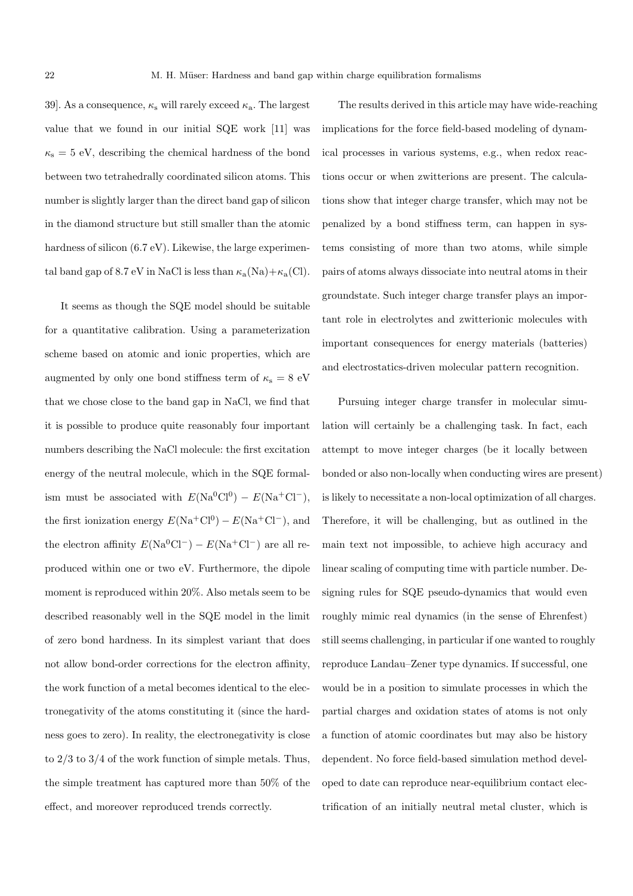39]. As a consequence, $\kappa_s$ will rarely exceed $\kappa_a$. The largest value that we found in our initial SQE work [11] was $\kappa_s = 5$ eV, describing the chemical hardness of the bond between two tetrahedrally coordinated silicon atoms. This number is slightly larger than the direct band gap of silicon in the diamond structure but still smaller than the atomic hardness of silicon (6.7 eV). Likewise, the large experimental band gap of 8.7 eV in NaCl is less than $\kappa_a(\text{Na})+\kappa_a(\text{Cl})$.

It seems as though the SQE model should be suitable for a quantitative calibration. Using a parameterization scheme based on atomic and ionic properties, which are augmented by only one bond stiffness term of $\kappa_s = 8$ eV that we chose close to the band gap in NaCl, we find that it is possible to produce quite reasonably four important numbers describing the NaCl molecule: the first excitation energy of the neutral molecule, which in the SQE formalism must be associated with $E(\text{Na}^0\text{Cl}^0) - E(\text{Na}^+\text{Cl}^-)$, the first ionization energy $E(\text{Na}^+\text{Cl}^0) - E(\text{Na}^+\text{Cl}^-)$, and the electron affinity $E(\text{Na}^0\text{Cl}^-) - E(\text{Na}^+\text{Cl}^-)$ are all reproduced within one or two eV. Furthermore, the dipole moment is reproduced within 20%. Also metals seem to be described reasonably well in the SQE model in the limit of zero bond hardness. In its simplest variant that does not allow bond-order corrections for the electron affinity, the work function of a metal becomes identical to the electronegativity of the atoms constituting it (since the hardness goes to zero). In reality, the electronegativity is close to 2/3 to 3/4 of the work function of simple metals. Thus, the simple treatment has captured more than 50% of the effect, and moreover reproduced trends correctly.

The results derived in this article may have wide-reaching implications for the force field-based modeling of dynamical processes in various systems, e.g., when redox reactions occur or when zwitterions are present. The calculations show that integer charge transfer, which may not be penalized by a bond stiffness term, can happen in systems consisting of more than two atoms, while simple pairs of atoms always dissociate into neutral atoms in their groundstate. Such integer charge transfer plays an important role in electrolytes and zwitterionic molecules with important consequences for energy materials (batteries) and electrostatics-driven molecular pattern recognition.

Pursuing integer charge transfer in molecular simulation will certainly be a challenging task. In fact, each attempt to move integer charges (be it locally between bonded or also non-locally when conducting wires are present) is likely to necessitate a non-local optimization of all charges. Therefore, it will be challenging, but as outlined in the main text not impossible, to achieve high accuracy and linear scaling of computing time with particle number. Designing rules for SQE pseudo-dynamics that would even roughly mimic real dynamics (in the sense of Ehrenfest) still seems challenging, in particular if one wanted to roughly reproduce Landau–Zener type dynamics. If successful, one would be in a position to simulate processes in which the partial charges and oxidation states of atoms is not only a function of atomic coordinates but may also be history dependent. No force field-based simulation method developed to date can reproduce near-equilibrium contact electrification of an initially neutral metal cluster, which is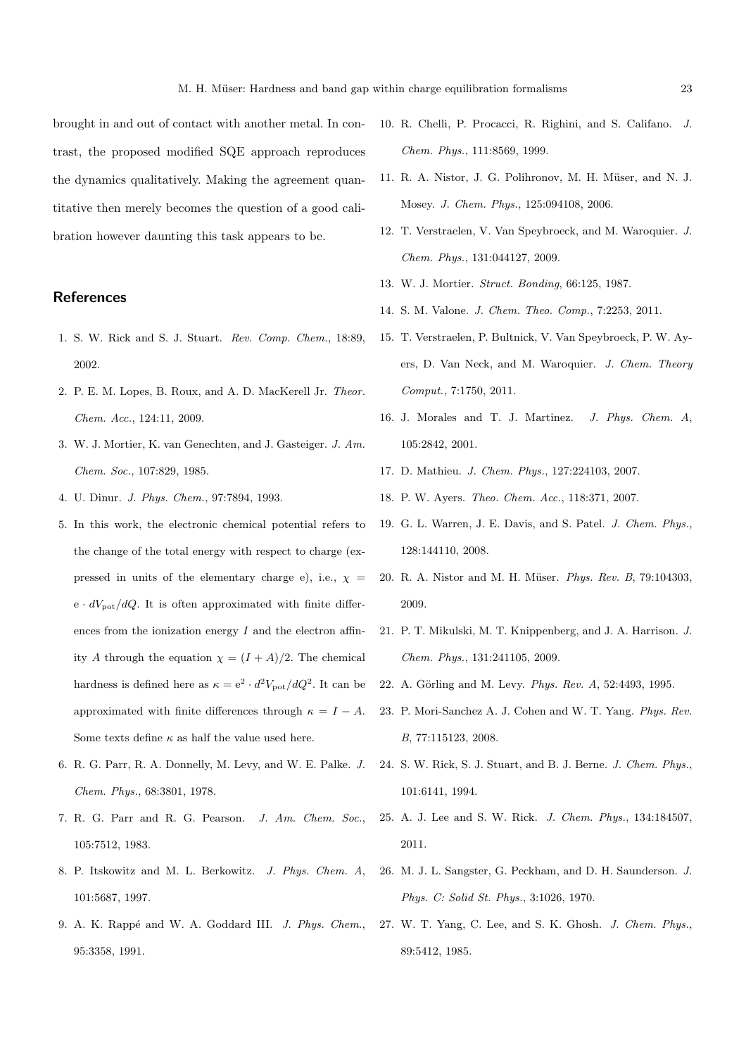brought in and out of contact with another metal. In contrast, the proposed modified SQE approach reproduces the dynamics qualitatively. Making the agreement quantitative then merely becomes the question of a good calibration however daunting this task appears to be.

## References

1. S. W. Rick and S. J. Stuart. *Rev. Comp. Chem.*, 18:89, 2002.
2. P. E. M. Lopes, B. Roux, and A. D. MacKerell Jr. *Theor. Chem. Acc.*, 124:11, 2009.
3. W. J. Mortier, K. van Genechten, and J. Gasteiger. *J. Am. Chem. Soc.*, 107:829, 1985.
4. U. Dinur. *J. Phys. Chem.*, 97:7894, 1993.
5. In this work, the electronic chemical potential refers to the change of the total energy with respect to charge (expressed in units of the elementary charge e), i.e., $\chi = \mathrm{e} \cdot dV_{\mathrm{pot}}/dQ$. It is often approximated with finite differences from the ionization energy $I$ and the electron affinity $A$ through the equation $\chi = (I + A)/2$. The chemical hardness is defined here as $\kappa = \mathrm{e}^2 \cdot d^2V_{\mathrm{pot}}/dQ^2$. It can be approximated with finite differences through $\kappa = I - A$. Some texts define $\kappa$ as half the value used here.
6. R. G. Parr, R. A. Donnelly, M. Levy, and W. E. Palke. *J. Chem. Phys.*, 68:3801, 1978.
7. R. G. Parr and R. G. Pearson. *J. Am. Chem. Soc.*, 105:7512, 1983.
8. P. Itskowitz and M. L. Berkowitz. *J. Phys. Chem. A*, 101:5687, 1997.
9. A. K. Rappé and W. A. Goddard III. *J. Phys. Chem.*, 95:3358, 1991.
10. R. Chelli, P. Procacci, R. Righini, and S. Califano. *J. Chem. Phys.*, 111:8569, 1999.
11. R. A. Nistor, J. G. Polihronov, M. H. Müser, and N. J. Mosey. *J. Chem. Phys.*, 125:094108, 2006.
12. T. Verstraelen, V. Van Speybroeck, and M. Waroquier. *J. Chem. Phys.*, 131:044127, 2009.
13. W. J. Mortier. *Struct. Bonding*, 66:125, 1987.
14. S. M. Valone. *J. Chem. Theo. Comp.*, 7:2253, 2011.
15. T. Verstraelen, P. Bultnick, V. Van Speybroeck, P. W. Ayers, D. Van Neck, and M. Waroquier. *J. Chem. Theory Comput.*, 7:1750, 2011.
16. J. Morales and T. J. Martinez. *J. Phys. Chem. A*, 105:2842, 2001.
17. D. Mathieu. *J. Chem. Phys.*, 127:224103, 2007.
18. P. W. Ayers. *Theo. Chem. Acc.*, 118:371, 2007.
19. G. L. Warren, J. E. Davis, and S. Patel. *J. Chem. Phys.*, 128:144110, 2008.
20. R. A. Nistor and M. H. Müser. *Phys. Rev. B*, 79:104303, 2009.
21. P. T. Mikulski, M. T. Knippenberg, and J. A. Harrison. *J. Chem. Phys.*, 131:241105, 2009.
22. A. Görling and M. Levy. *Phys. Rev. A*, 52:4493, 1995.
23. P. Mori-Sanchez A. J. Cohen and W. T. Yang. *Phys. Rev. B*, 77:115123, 2008.
24. S. W. Rick, S. J. Stuart, and B. J. Berne. *J. Chem. Phys.*, 101:6141, 1994.
25. A. J. Lee and S. W. Rick. *J. Chem. Phys.*, 134:184507, 2011.
26. M. J. L. Sangster, G. Peckham, and D. H. Saunderson. *J. Phys. C: Solid St. Phys.*, 3:1026, 1970.
27. W. T. Yang, C. Lee, and S. K. Ghosh. *J. Chem. Phys.*, 89:5412, 1985.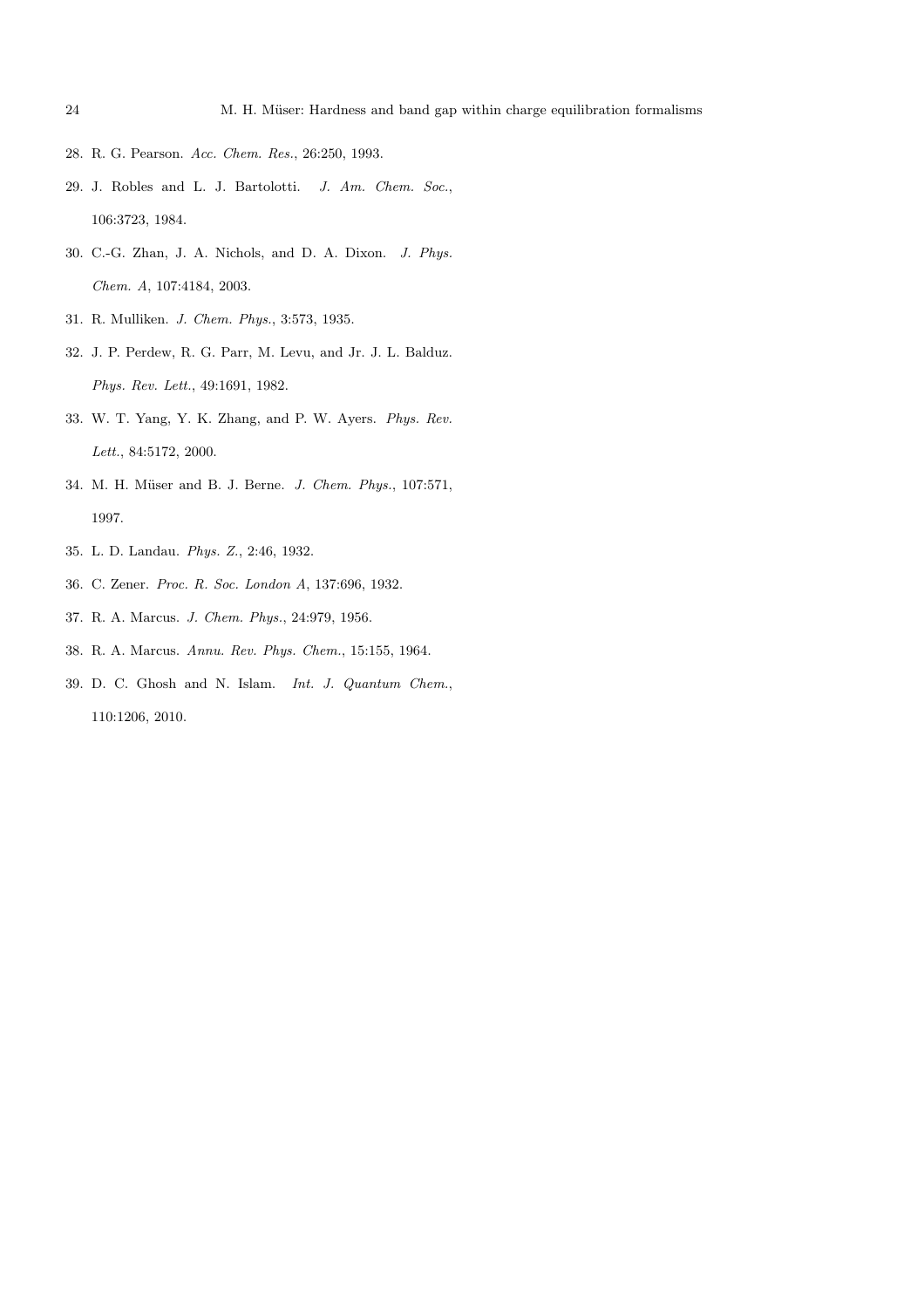28. R. G. Pearson. *Acc. Chem. Res.*, 26:250, 1993.
29. J. Robles and L. J. Bartolotti. *J. Am. Chem. Soc.*, 106:3723, 1984.
30. C.-G. Zhan, J. A. Nichols, and D. A. Dixon. *J. Phys. Chem. A*, 107:4184, 2003.
31. R. Mulliken. *J. Chem. Phys.*, 3:573, 1935.
32. J. P. Perdew, R. G. Parr, M. Levu, and Jr. J. L. Balduz. *Phys. Rev. Lett.*, 49:1691, 1982.
33. W. T. Yang, Y. K. Zhang, and P. W. Ayers. *Phys. Rev. Lett.*, 84:5172, 2000.
34. M. H. Müser and B. J. Berne. *J. Chem. Phys.*, 107:571, 1997.
35. L. D. Landau. *Phys. Z.*, 2:46, 1932.
36. C. Zener. *Proc. R. Soc. London A*, 137:696, 1932.
37. R. A. Marcus. *J. Chem. Phys.*, 24:979, 1956.
38. R. A. Marcus. *Annu. Rev. Phys. Chem.*, 15:155, 1964.
39. D. C. Ghosh and N. Islam. *Int. J. Quantum Chem.*, 110:1206, 2010.